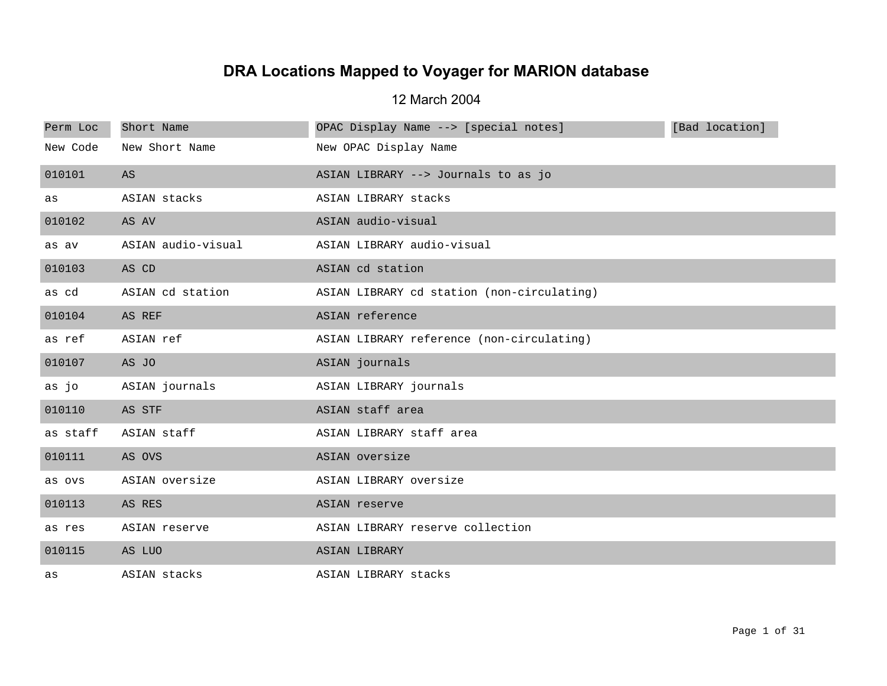# DRA Locations Mapped to Voyager for MARION database

12 March 2004

| Perm Loc | Short Name | OPAC Display Name --> [special notes] | [Bad location] |
|---|---|---|---|
| New Code | New Short Name | New OPAC Display Name | |
| 010101 | AS | ASIAN LIBRARY --> Journals to as jo | |
| as | ASIAN stacks | ASIAN LIBRARY stacks | |
| 010102 | AS AV | ASIAN audio-visual | |
| as av | ASIAN audio-visual | ASIAN LIBRARY audio-visual | |
| 010103 | AS CD | ASIAN cd station | |
| as cd | ASIAN cd station | ASIAN LIBRARY cd station (non-circulating) | |
| 010104 | AS REF | ASIAN reference | |
| as ref | ASIAN ref | ASIAN LIBRARY reference (non-circulating) | |
| 010107 | AS JO | ASIAN journals | |
| as jo | ASIAN journals | ASIAN LIBRARY journals | |
| 010110 | AS STF | ASIAN staff area | |
| as staff | ASIAN staff | ASIAN LIBRARY staff area | |
| 010111 | AS OVS | ASIAN oversize | |
| as ovs | ASIAN oversize | ASIAN LIBRARY oversize | |
| 010113 | AS RES | ASIAN reserve | |
| as res | ASIAN reserve | ASIAN LIBRARY reserve collection | |
| 010115 | AS LUO | ASIAN LIBRARY | |
| as | ASIAN stacks | ASIAN LIBRARY stacks | |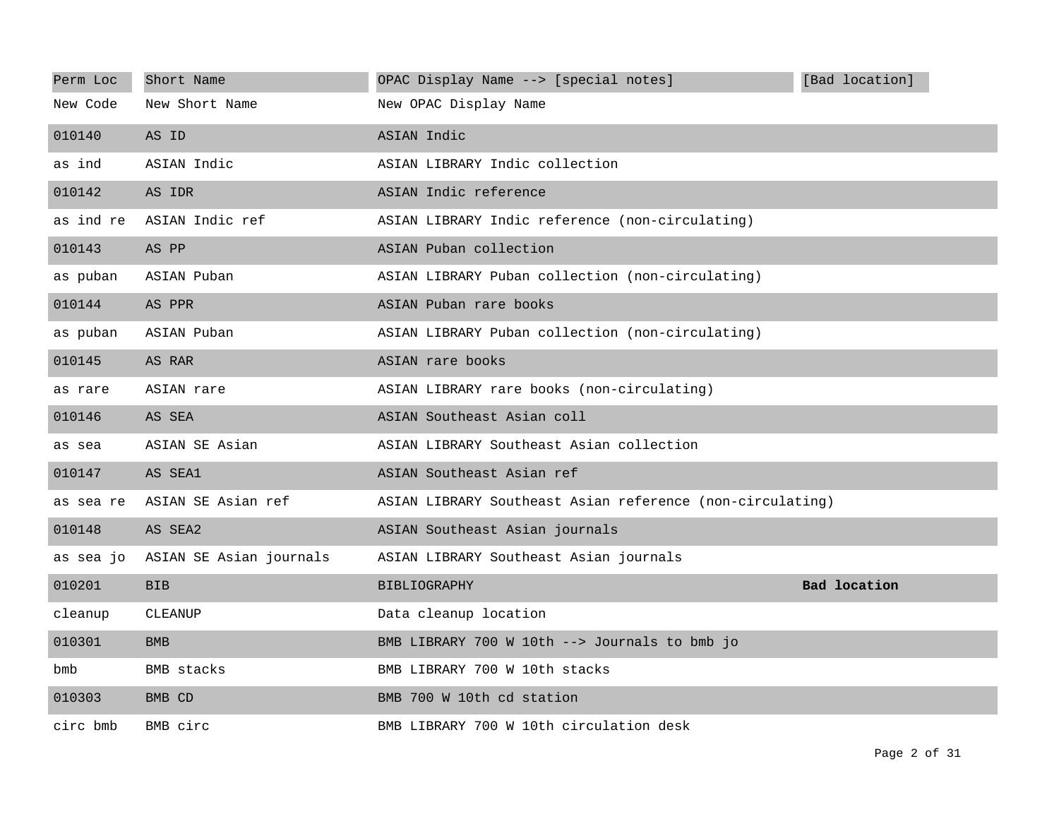| Perm Loc | Short Name | OPAC Display Name --> [special notes] | [Bad location] |
|---|---|---|---|
| New Code | New Short Name | New OPAC Display Name | |
| 010140 | AS ID | ASIAN Indic | |
| as ind | ASIAN Indic | ASIAN LIBRARY Indic collection | |
| 010142 | AS IDR | ASIAN Indic reference | |
| as ind re | ASIAN Indic ref | ASIAN LIBRARY Indic reference (non-circulating) | |
| 010143 | AS PP | ASIAN Puban collection | |
| as puban | ASIAN Puban | ASIAN LIBRARY Puban collection (non-circulating) | |
| 010144 | AS PPR | ASIAN Puban rare books | |
| as puban | ASIAN Puban | ASIAN LIBRARY Puban collection (non-circulating) | |
| 010145 | AS RAR | ASIAN rare books | |
| as rare | ASIAN rare | ASIAN LIBRARY rare books (non-circulating) | |
| 010146 | AS SEA | ASIAN Southeast Asian coll | |
| as sea | ASIAN SE Asian | ASIAN LIBRARY Southeast Asian collection | |
| 010147 | AS SEA1 | ASIAN Southeast Asian ref | |
| as sea re | ASIAN SE Asian ref | ASIAN LIBRARY Southeast Asian reference (non-circulating) | |
| 010148 | AS SEA2 | ASIAN Southeast Asian journals | |
| as sea jo | ASIAN SE Asian journals | ASIAN LIBRARY Southeast Asian journals | |
| 010201 | BIB | BIBLIOGRAPHY | **Bad location** |
| cleanup | CLEANUP | Data cleanup location | |
| 010301 | BMB | BMB LIBRARY 700 W 10th --> Journals to bmb jo | |
| bmb | BMB stacks | BMB LIBRARY 700 W 10th stacks | |
| 010303 | BMB CD | BMB 700 W 10th cd station | |
| circ bmb | BMB circ | BMB LIBRARY 700 W 10th circulation desk | |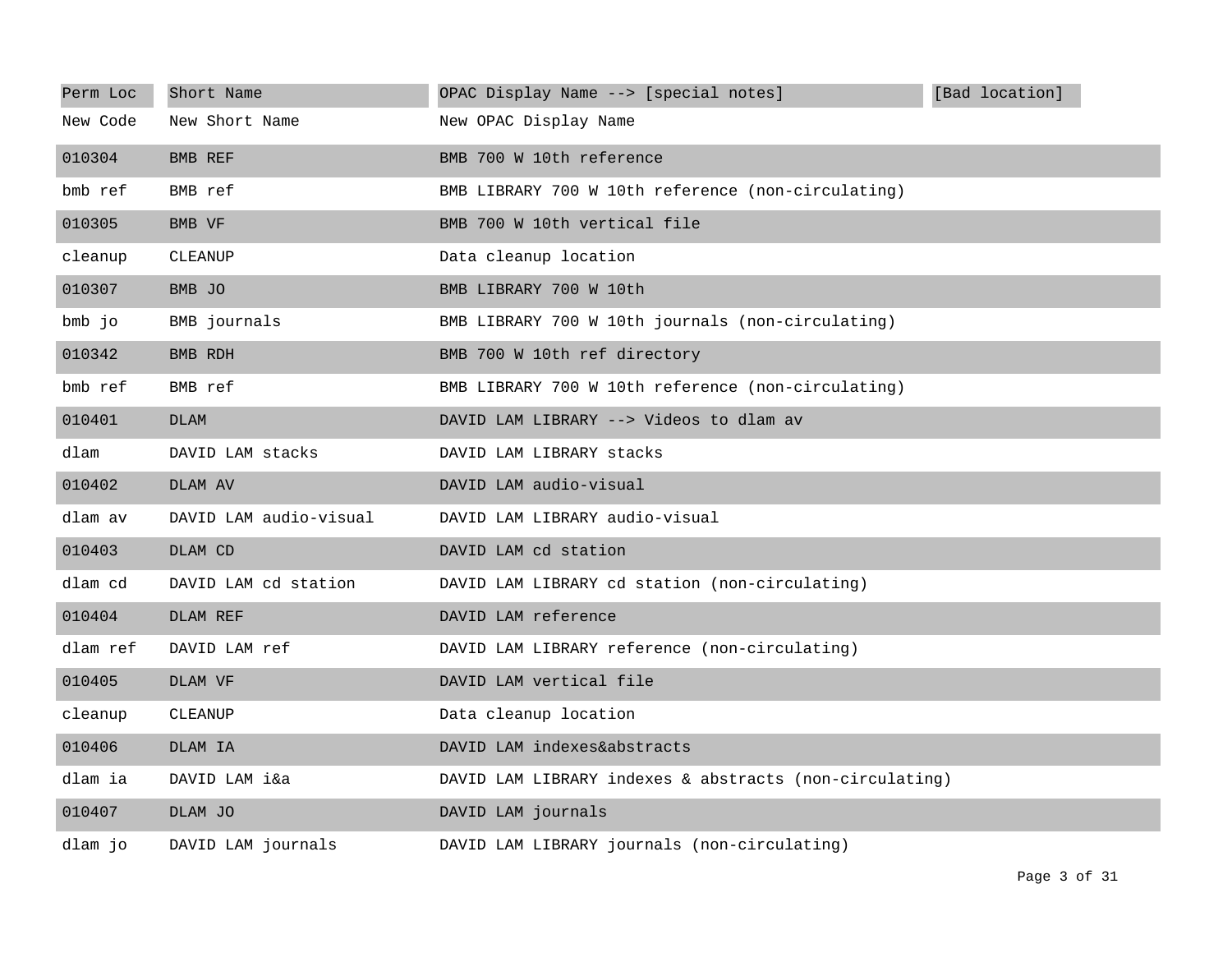| Perm Loc | Short Name | OPAC Display Name --> [special notes] | [Bad location] |
|---|---|---|---|
| New Code | New Short Name | New OPAC Display Name | |
| 010304 | BMB REF | BMB 700 W 10th reference | |
| bmb ref | BMB ref | BMB LIBRARY 700 W 10th reference (non-circulating) | |
| 010305 | BMB VF | BMB 700 W 10th vertical file | |
| cleanup | CLEANUP | Data cleanup location | |
| 010307 | BMB JO | BMB LIBRARY 700 W 10th | |
| bmb jo | BMB journals | BMB LIBRARY 700 W 10th journals (non-circulating) | |
| 010342 | BMB RDH | BMB 700 W 10th ref directory | |
| bmb ref | BMB ref | BMB LIBRARY 700 W 10th reference (non-circulating) | |
| 010401 | DLAM | DAVID LAM LIBRARY --> Videos to dlam av | |
| dlam | DAVID LAM stacks | DAVID LAM LIBRARY stacks | |
| 010402 | DLAM AV | DAVID LAM audio-visual | |
| dlam av | DAVID LAM audio-visual | DAVID LAM LIBRARY audio-visual | |
| 010403 | DLAM CD | DAVID LAM cd station | |
| dlam cd | DAVID LAM cd station | DAVID LAM LIBRARY cd station (non-circulating) | |
| 010404 | DLAM REF | DAVID LAM reference | |
| dlam ref | DAVID LAM ref | DAVID LAM LIBRARY reference (non-circulating) | |
| 010405 | DLAM VF | DAVID LAM vertical file | |
| cleanup | CLEANUP | Data cleanup location | |
| 010406 | DLAM IA | DAVID LAM indexes&abstracts | |
| dlam ia | DAVID LAM i&a | DAVID LAM LIBRARY indexes & abstracts (non-circulating) | |
| 010407 | DLAM JO | DAVID LAM journals | |
| dlam jo | DAVID LAM journals | DAVID LAM LIBRARY journals (non-circulating) | |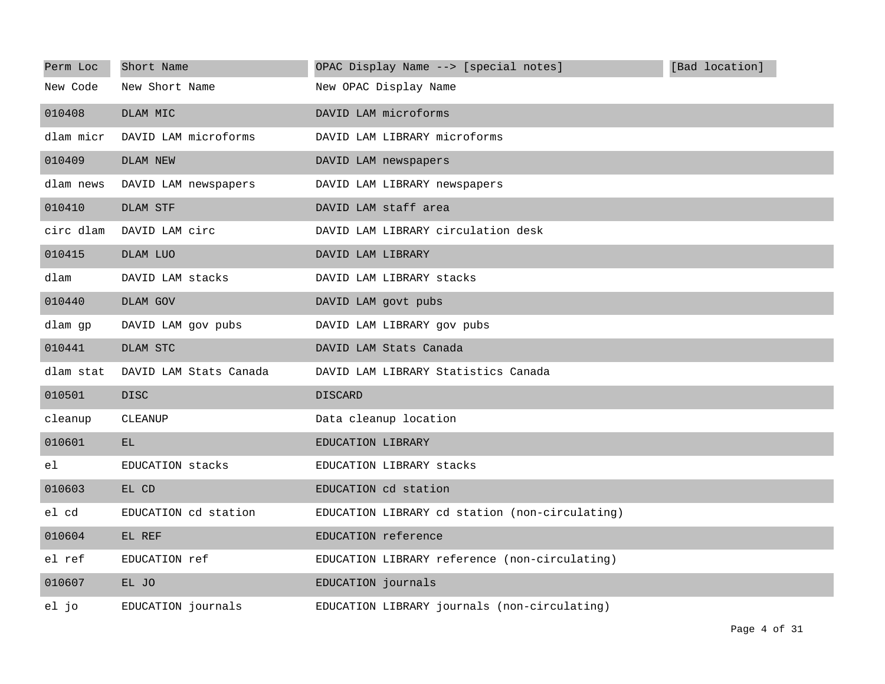| Perm Loc | Short Name | OPAC Display Name --> [special notes] | [Bad location] |
|---|---|---|---|
| New Code | New Short Name | New OPAC Display Name | |
| 010408 | DLAM MIC | DAVID LAM microforms | |
| dlam micr | DAVID LAM microforms | DAVID LAM LIBRARY microforms | |
| 010409 | DLAM NEW | DAVID LAM newspapers | |
| dlam news | DAVID LAM newspapers | DAVID LAM LIBRARY newspapers | |
| 010410 | DLAM STF | DAVID LAM staff area | |
| circ dlam | DAVID LAM circ | DAVID LAM LIBRARY circulation desk | |
| 010415 | DLAM LUO | DAVID LAM LIBRARY | |
| dlam | DAVID LAM stacks | DAVID LAM LIBRARY stacks | |
| 010440 | DLAM GOV | DAVID LAM govt pubs | |
| dlam gp | DAVID LAM gov pubs | DAVID LAM LIBRARY gov pubs | |
| 010441 | DLAM STC | DAVID LAM Stats Canada | |
| dlam stat | DAVID LAM Stats Canada | DAVID LAM LIBRARY Statistics Canada | |
| 010501 | DISC | DISCARD | |
| cleanup | CLEANUP | Data cleanup location | |
| 010601 | EL | EDUCATION LIBRARY | |
| el | EDUCATION stacks | EDUCATION LIBRARY stacks | |
| 010603 | EL CD | EDUCATION cd station | |
| el cd | EDUCATION cd station | EDUCATION LIBRARY cd station (non-circulating) | |
| 010604 | EL REF | EDUCATION reference | |
| el ref | EDUCATION ref | EDUCATION LIBRARY reference (non-circulating) | |
| 010607 | EL JO | EDUCATION journals | |
| el jo | EDUCATION journals | EDUCATION LIBRARY journals (non-circulating) | |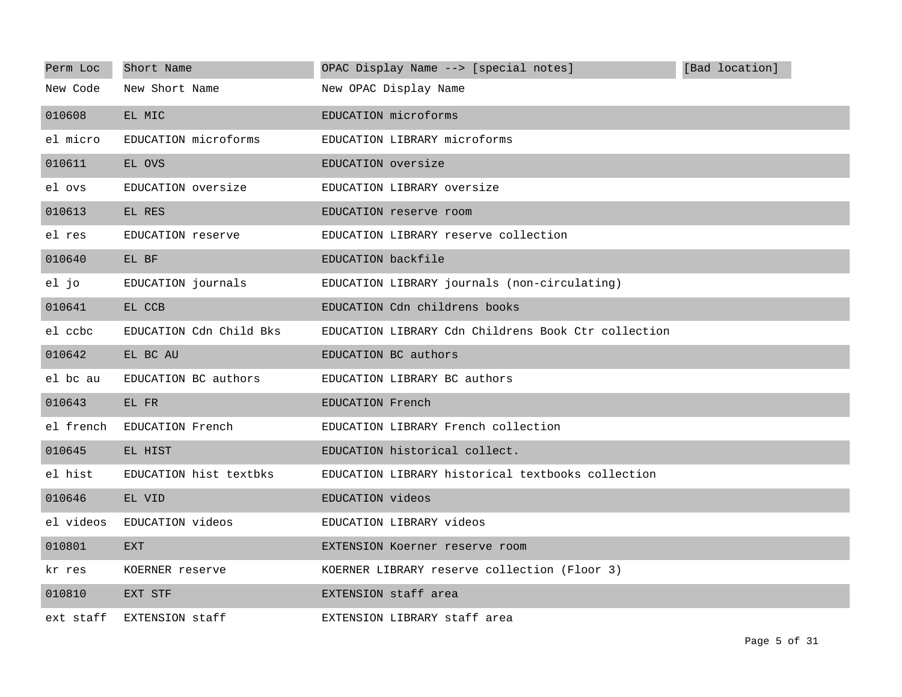| Perm Loc | Short Name | OPAC Display Name --> [special notes] | [Bad location] |
|---|---|---|---|
| New Code | New Short Name | New OPAC Display Name | |
| 010608 | EL MIC | EDUCATION microforms | |
| el micro | EDUCATION microforms | EDUCATION LIBRARY microforms | |
| 010611 | EL OVS | EDUCATION oversize | |
| el ovs | EDUCATION oversize | EDUCATION LIBRARY oversize | |
| 010613 | EL RES | EDUCATION reserve room | |
| el res | EDUCATION reserve | EDUCATION LIBRARY reserve collection | |
| 010640 | EL BF | EDUCATION backfile | |
| el jo | EDUCATION journals | EDUCATION LIBRARY journals (non-circulating) | |
| 010641 | EL CCB | EDUCATION Cdn childrens books | |
| el ccbc | EDUCATION Cdn Child Bks | EDUCATION LIBRARY Cdn Childrens Book Ctr collection | |
| 010642 | EL BC AU | EDUCATION BC authors | |
| el bc au | EDUCATION BC authors | EDUCATION LIBRARY BC authors | |
| 010643 | EL FR | EDUCATION French | |
| el french | EDUCATION French | EDUCATION LIBRARY French collection | |
| 010645 | EL HIST | EDUCATION historical collect. | |
| el hist | EDUCATION hist textbks | EDUCATION LIBRARY historical textbooks collection | |
| 010646 | EL VID | EDUCATION videos | |
| el videos | EDUCATION videos | EDUCATION LIBRARY videos | |
| 010801 | EXT | EXTENSION Koerner reserve room | |
| kr res | KOERNER reserve | KOERNER LIBRARY reserve collection (Floor 3) | |
| 010810 | EXT STF | EXTENSION staff area | |
| ext staff | EXTENSION staff | EXTENSION LIBRARY staff area | |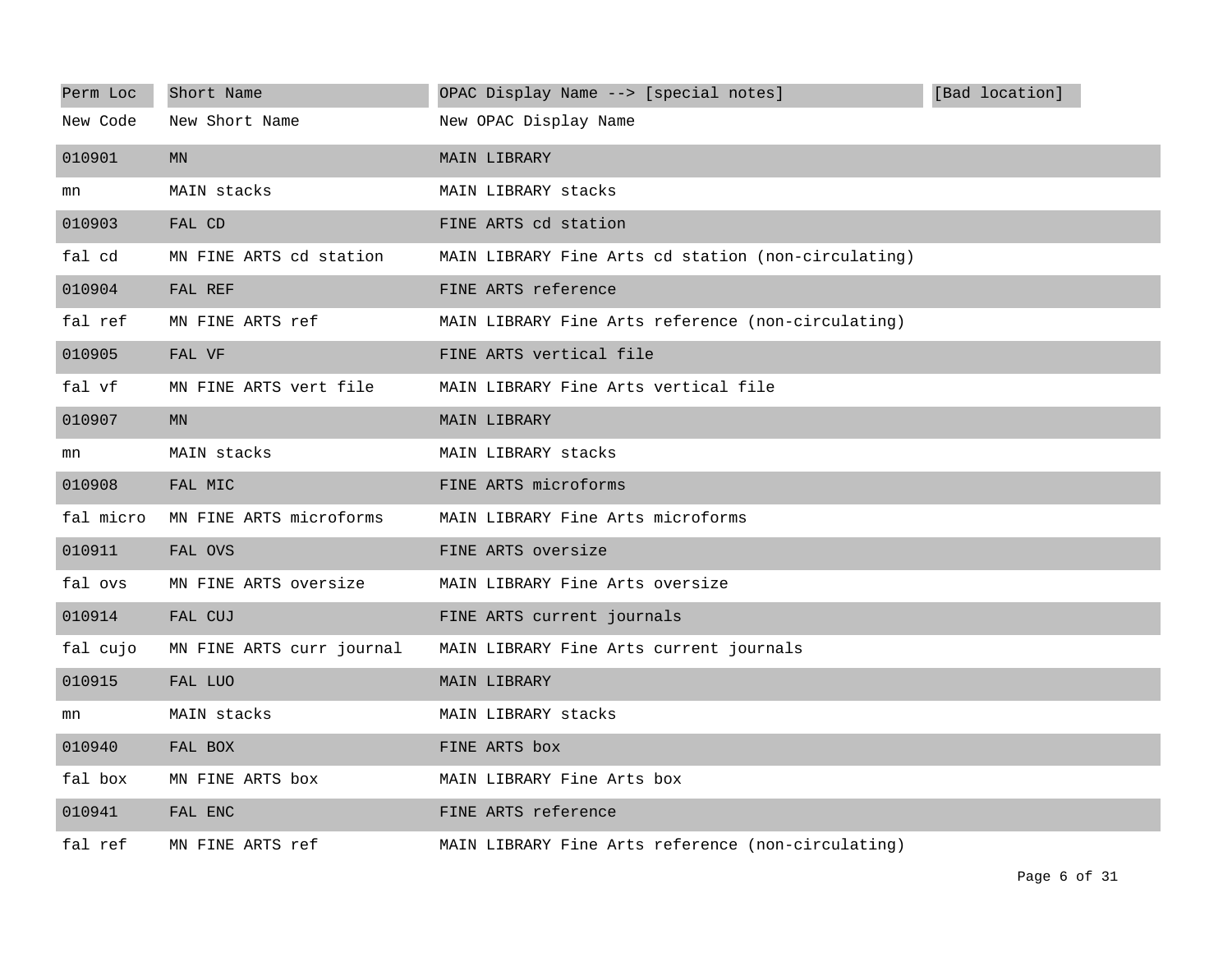| Perm Loc | Short Name | OPAC Display Name --> [special notes] | [Bad location] |
|---|---|---|---|
| New Code | New Short Name | New OPAC Display Name | |
| 010901 | MN | MAIN LIBRARY | |
| mn | MAIN stacks | MAIN LIBRARY stacks | |
| 010903 | FAL CD | FINE ARTS cd station | |
| fal cd | MN FINE ARTS cd station | MAIN LIBRARY Fine Arts cd station (non-circulating) | |
| 010904 | FAL REF | FINE ARTS reference | |
| fal ref | MN FINE ARTS ref | MAIN LIBRARY Fine Arts reference (non-circulating) | |
| 010905 | FAL VF | FINE ARTS vertical file | |
| fal vf | MN FINE ARTS vert file | MAIN LIBRARY Fine Arts vertical file | |
| 010907 | MN | MAIN LIBRARY | |
| mn | MAIN stacks | MAIN LIBRARY stacks | |
| 010908 | FAL MIC | FINE ARTS microforms | |
| fal micro | MN FINE ARTS microforms | MAIN LIBRARY Fine Arts microforms | |
| 010911 | FAL OVS | FINE ARTS oversize | |
| fal ovs | MN FINE ARTS oversize | MAIN LIBRARY Fine Arts oversize | |
| 010914 | FAL CUJ | FINE ARTS current journals | |
| fal cujo | MN FINE ARTS curr journal | MAIN LIBRARY Fine Arts current journals | |
| 010915 | FAL LUO | MAIN LIBRARY | |
| mn | MAIN stacks | MAIN LIBRARY stacks | |
| 010940 | FAL BOX | FINE ARTS box | |
| fal box | MN FINE ARTS box | MAIN LIBRARY Fine Arts box | |
| 010941 | FAL ENC | FINE ARTS reference | |
| fal ref | MN FINE ARTS ref | MAIN LIBRARY Fine Arts reference (non-circulating) | |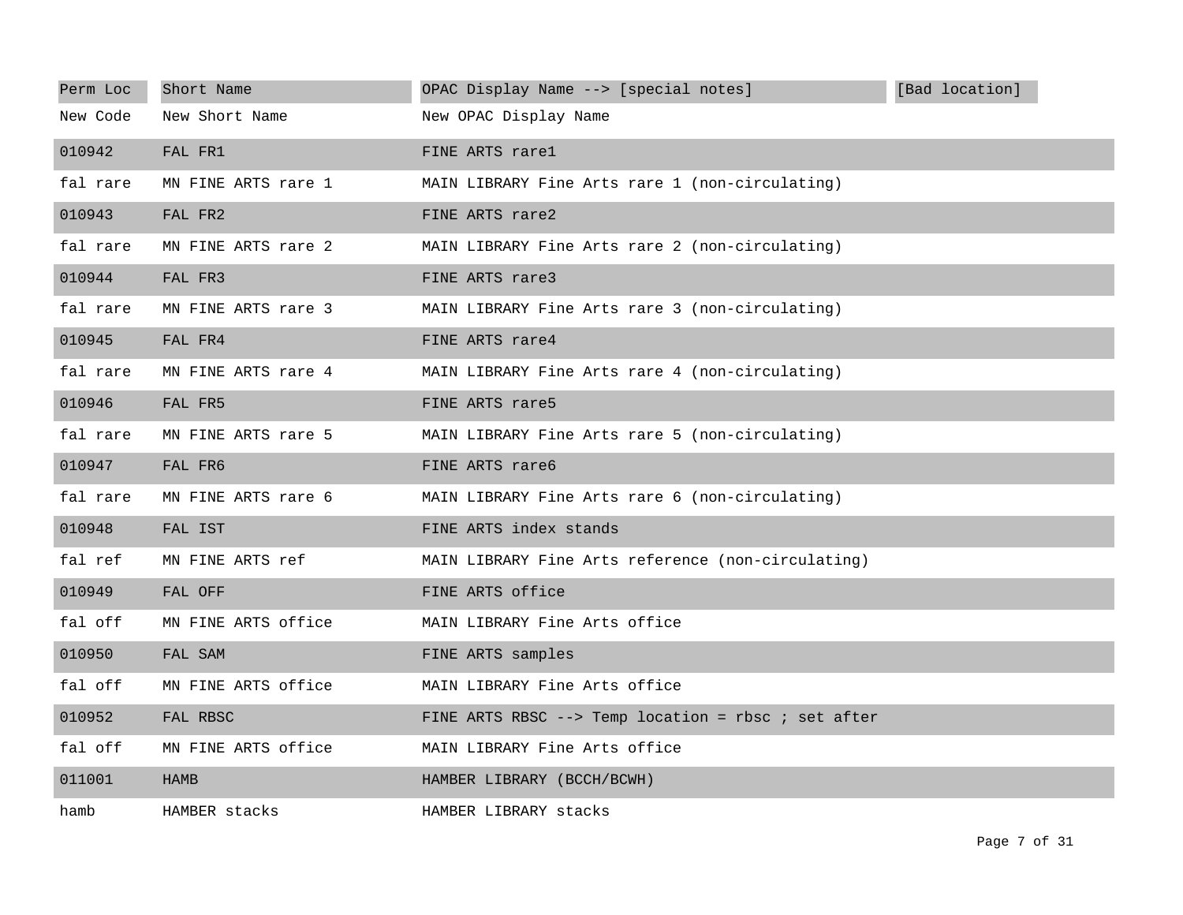| Perm Loc | Short Name | OPAC Display Name --> [special notes] | [Bad location] |
|---|---|---|---|
| New Code | New Short Name | New OPAC Display Name | |
| 010942 | FAL FR1 | FINE ARTS rare1 | |
| fal rare | MN FINE ARTS rare 1 | MAIN LIBRARY Fine Arts rare 1 (non-circulating) | |
| 010943 | FAL FR2 | FINE ARTS rare2 | |
| fal rare | MN FINE ARTS rare 2 | MAIN LIBRARY Fine Arts rare 2 (non-circulating) | |
| 010944 | FAL FR3 | FINE ARTS rare3 | |
| fal rare | MN FINE ARTS rare 3 | MAIN LIBRARY Fine Arts rare 3 (non-circulating) | |
| 010945 | FAL FR4 | FINE ARTS rare4 | |
| fal rare | MN FINE ARTS rare 4 | MAIN LIBRARY Fine Arts rare 4 (non-circulating) | |
| 010946 | FAL FR5 | FINE ARTS rare5 | |
| fal rare | MN FINE ARTS rare 5 | MAIN LIBRARY Fine Arts rare 5 (non-circulating) | |
| 010947 | FAL FR6 | FINE ARTS rare6 | |
| fal rare | MN FINE ARTS rare 6 | MAIN LIBRARY Fine Arts rare 6 (non-circulating) | |
| 010948 | FAL IST | FINE ARTS index stands | |
| fal ref | MN FINE ARTS ref | MAIN LIBRARY Fine Arts reference (non-circulating) | |
| 010949 | FAL OFF | FINE ARTS office | |
| fal off | MN FINE ARTS office | MAIN LIBRARY Fine Arts office | |
| 010950 | FAL SAM | FINE ARTS samples | |
| fal off | MN FINE ARTS office | MAIN LIBRARY Fine Arts office | |
| 010952 | FAL RBSC | FINE ARTS RBSC --> Temp location = rbsc ; set after | |
| fal off | MN FINE ARTS office | MAIN LIBRARY Fine Arts office | |
| 011001 | HAMB | HAMBER LIBRARY (BCCH/BCWH) | |
| hamb | HAMBER stacks | HAMBER LIBRARY stacks | |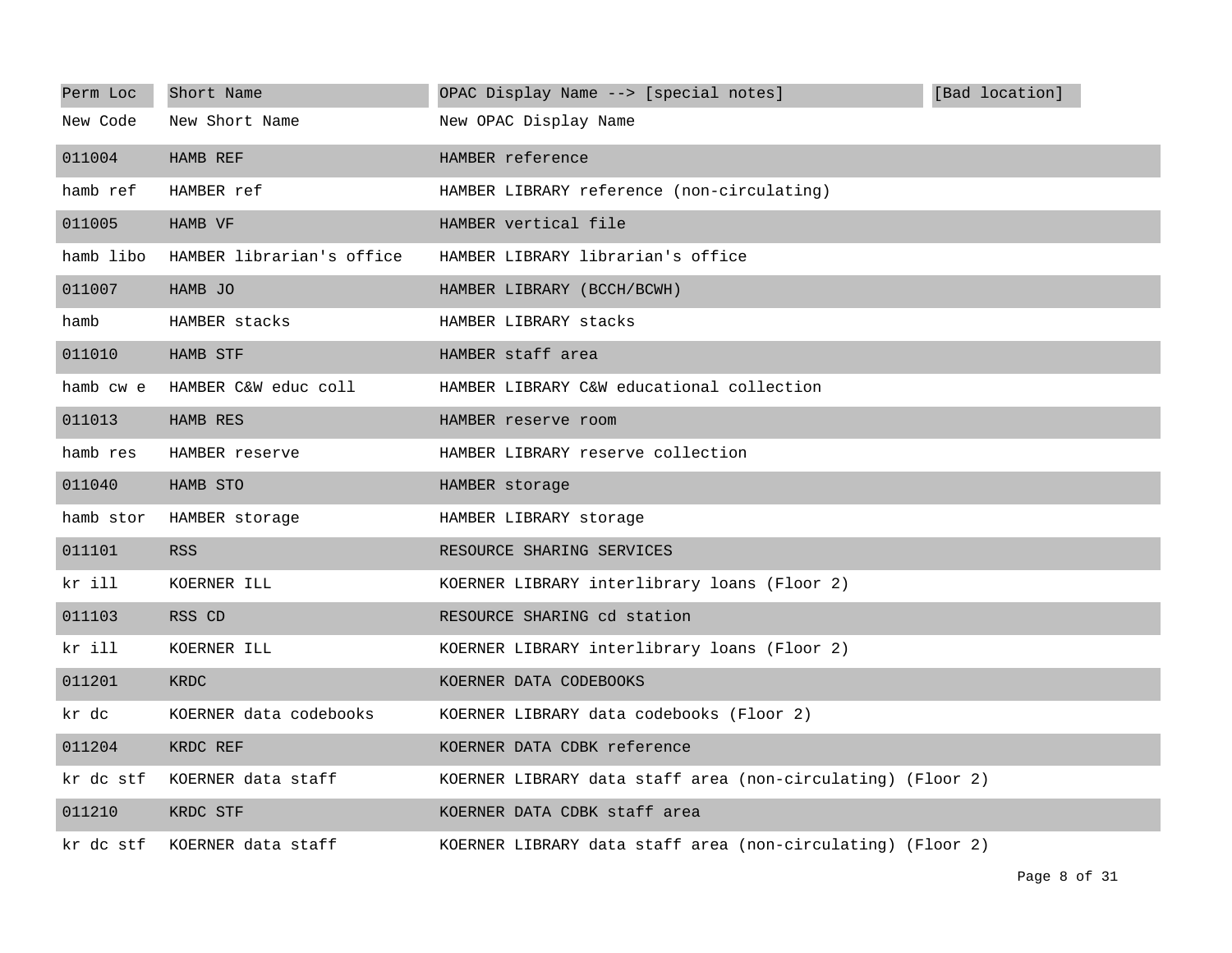| Perm Loc | Short Name | OPAC Display Name --> [special notes] | [Bad location] |
|---|---|---|---|
| New Code | New Short Name | New OPAC Display Name | |
| 011004 | HAMB REF | HAMBER reference | |
| hamb ref | HAMBER ref | HAMBER LIBRARY reference (non-circulating) | |
| 011005 | HAMB VF | HAMBER vertical file | |
| hamb libo | HAMBER librarian's office | HAMBER LIBRARY librarian's office | |
| 011007 | HAMB JO | HAMBER LIBRARY (BCCH/BCWH) | |
| hamb | HAMBER stacks | HAMBER LIBRARY stacks | |
| 011010 | HAMB STF | HAMBER staff area | |
| hamb cw e | HAMBER C&W educ coll | HAMBER LIBRARY C&W educational collection | |
| 011013 | HAMB RES | HAMBER reserve room | |
| hamb res | HAMBER reserve | HAMBER LIBRARY reserve collection | |
| 011040 | HAMB STO | HAMBER storage | |
| hamb stor | HAMBER storage | HAMBER LIBRARY storage | |
| 011101 | RSS | RESOURCE SHARING SERVICES | |
| kr ill | KOERNER ILL | KOERNER LIBRARY interlibrary loans (Floor 2) | |
| 011103 | RSS CD | RESOURCE SHARING cd station | |
| kr ill | KOERNER ILL | KOERNER LIBRARY interlibrary loans (Floor 2) | |
| 011201 | KRDC | KOERNER DATA CODEBOOKS | |
| kr dc | KOERNER data codebooks | KOERNER LIBRARY data codebooks (Floor 2) | |
| 011204 | KRDC REF | KOERNER DATA CDBK reference | |
| kr dc stf | KOERNER data staff | KOERNER LIBRARY data staff area (non-circulating) (Floor 2) | |
| 011210 | KRDC STF | KOERNER DATA CDBK staff area | |
| kr dc stf | KOERNER data staff | KOERNER LIBRARY data staff area (non-circulating) (Floor 2) | |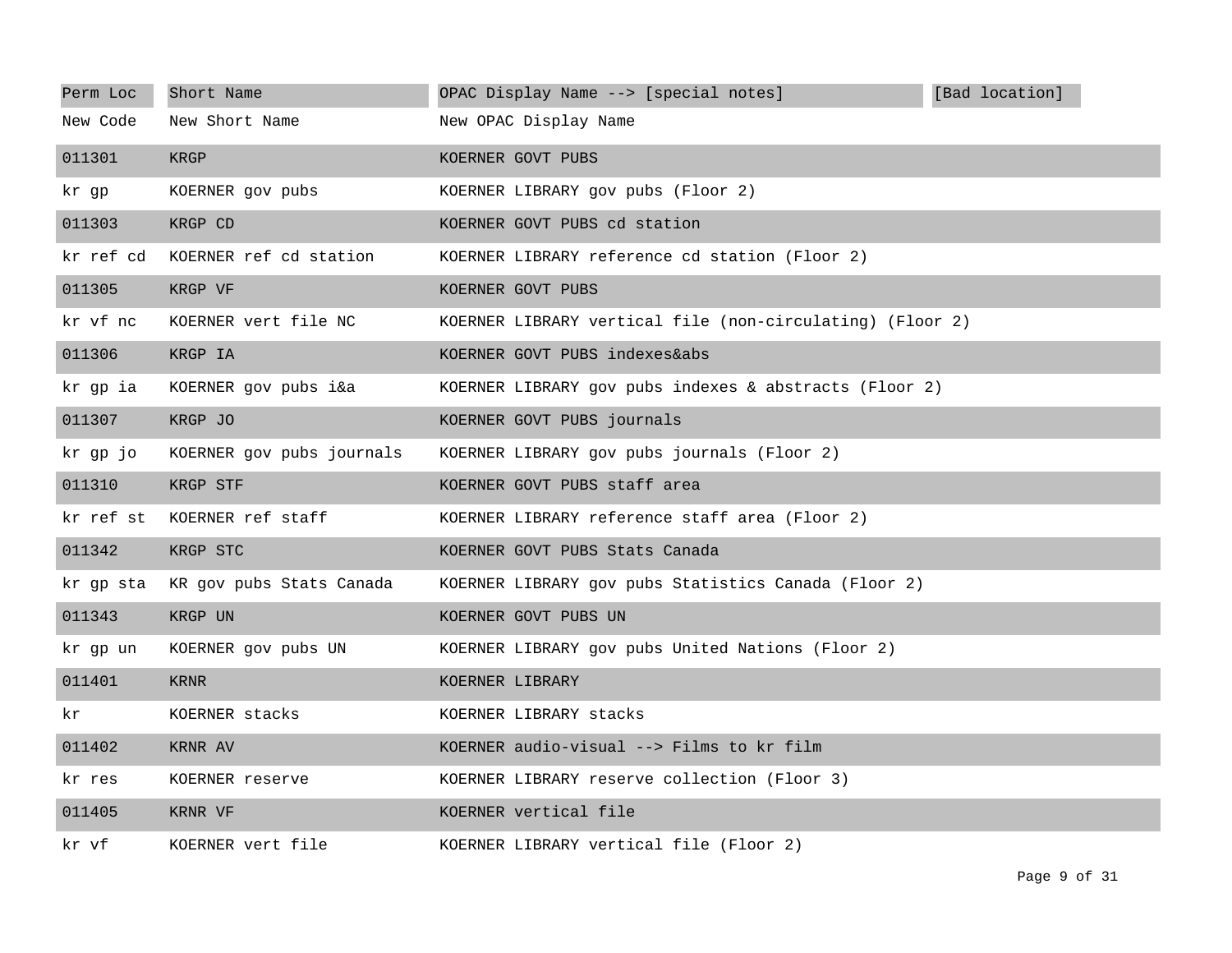| Perm Loc | Short Name | OPAC Display Name --> [special notes] | [Bad location] |
|---|---|---|---|
| New Code | New Short Name | New OPAC Display Name | |
| 011301 | KRGP | KOERNER GOVT PUBS | |
| kr gp | KOERNER gov pubs | KOERNER LIBRARY gov pubs (Floor 2) | |
| 011303 | KRGP CD | KOERNER GOVT PUBS cd station | |
| kr ref cd | KOERNER ref cd station | KOERNER LIBRARY reference cd station (Floor 2) | |
| 011305 | KRGP VF | KOERNER GOVT PUBS | |
| kr vf nc | KOERNER vert file NC | KOERNER LIBRARY vertical file (non-circulating) (Floor 2) | |
| 011306 | KRGP IA | KOERNER GOVT PUBS indexes&abs | |
| kr gp ia | KOERNER gov pubs i&a | KOERNER LIBRARY gov pubs indexes & abstracts (Floor 2) | |
| 011307 | KRGP JO | KOERNER GOVT PUBS journals | |
| kr gp jo | KOERNER gov pubs journals | KOERNER LIBRARY gov pubs journals (Floor 2) | |
| 011310 | KRGP STF | KOERNER GOVT PUBS staff area | |
| kr ref st | KOERNER ref staff | KOERNER LIBRARY reference staff area (Floor 2) | |
| 011342 | KRGP STC | KOERNER GOVT PUBS Stats Canada | |
| kr gp sta | KR gov pubs Stats Canada | KOERNER LIBRARY gov pubs Statistics Canada (Floor 2) | |
| 011343 | KRGP UN | KOERNER GOVT PUBS UN | |
| kr gp un | KOERNER gov pubs UN | KOERNER LIBRARY gov pubs United Nations (Floor 2) | |
| 011401 | KRNR | KOERNER LIBRARY | |
| kr | KOERNER stacks | KOERNER LIBRARY stacks | |
| 011402 | KRNR AV | KOERNER audio-visual --> Films to kr film | |
| kr res | KOERNER reserve | KOERNER LIBRARY reserve collection (Floor 3) | |
| 011405 | KRNR VF | KOERNER vertical file | |
| kr vf | KOERNER vert file | KOERNER LIBRARY vertical file (Floor 2) | |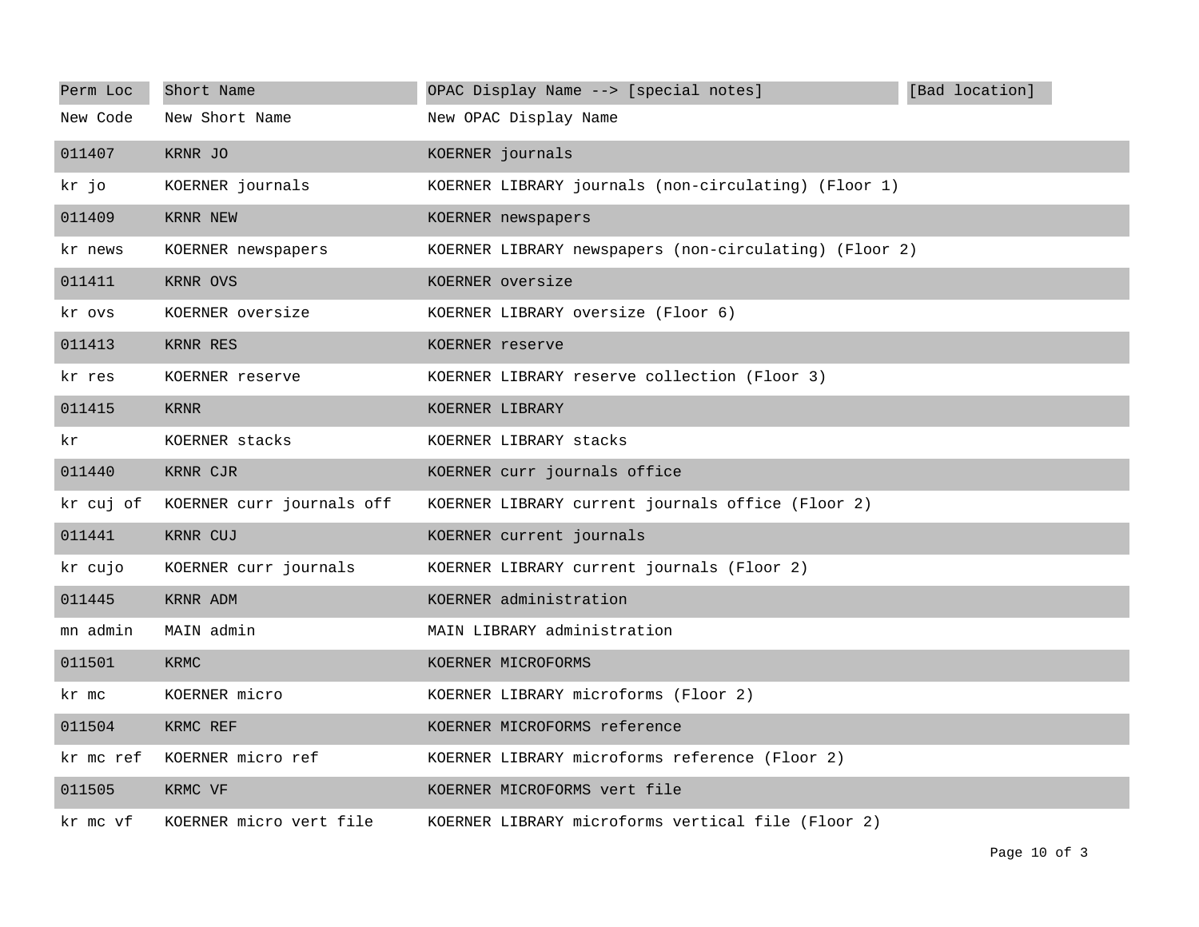| Perm Loc | Short Name | OPAC Display Name --> [special notes] | [Bad location] |
|---|---|---|---|
| New Code | New Short Name | New OPAC Display Name | |
| 011407 | KRNR JO | KOERNER journals | |
| kr jo | KOERNER journals | KOERNER LIBRARY journals (non-circulating) (Floor 1) | |
| 011409 | KRNR NEW | KOERNER newspapers | |
| kr news | KOERNER newspapers | KOERNER LIBRARY newspapers (non-circulating) (Floor 2) | |
| 011411 | KRNR OVS | KOERNER oversize | |
| kr ovs | KOERNER oversize | KOERNER LIBRARY oversize (Floor 6) | |
| 011413 | KRNR RES | KOERNER reserve | |
| kr res | KOERNER reserve | KOERNER LIBRARY reserve collection (Floor 3) | |
| 011415 | KRNR | KOERNER LIBRARY | |
| kr | KOERNER stacks | KOERNER LIBRARY stacks | |
| 011440 | KRNR CJR | KOERNER curr journals office | |
| kr cuj of | KOERNER curr journals off | KOERNER LIBRARY current journals office (Floor 2) | |
| 011441 | KRNR CUJ | KOERNER current journals | |
| kr cujo | KOERNER curr journals | KOERNER LIBRARY current journals (Floor 2) | |
| 011445 | KRNR ADM | KOERNER administration | |
| mn admin | MAIN admin | MAIN LIBRARY administration | |
| 011501 | KRMC | KOERNER MICROFORMS | |
| kr mc | KOERNER micro | KOERNER LIBRARY microforms (Floor 2) | |
| 011504 | KRMC REF | KOERNER MICROFORMS reference | |
| kr mc ref | KOERNER micro ref | KOERNER LIBRARY microforms reference (Floor 2) | |
| 011505 | KRMC VF | KOERNER MICROFORMS vert file | |
| kr mc vf | KOERNER micro vert file | KOERNER LIBRARY microforms vertical file (Floor 2) | |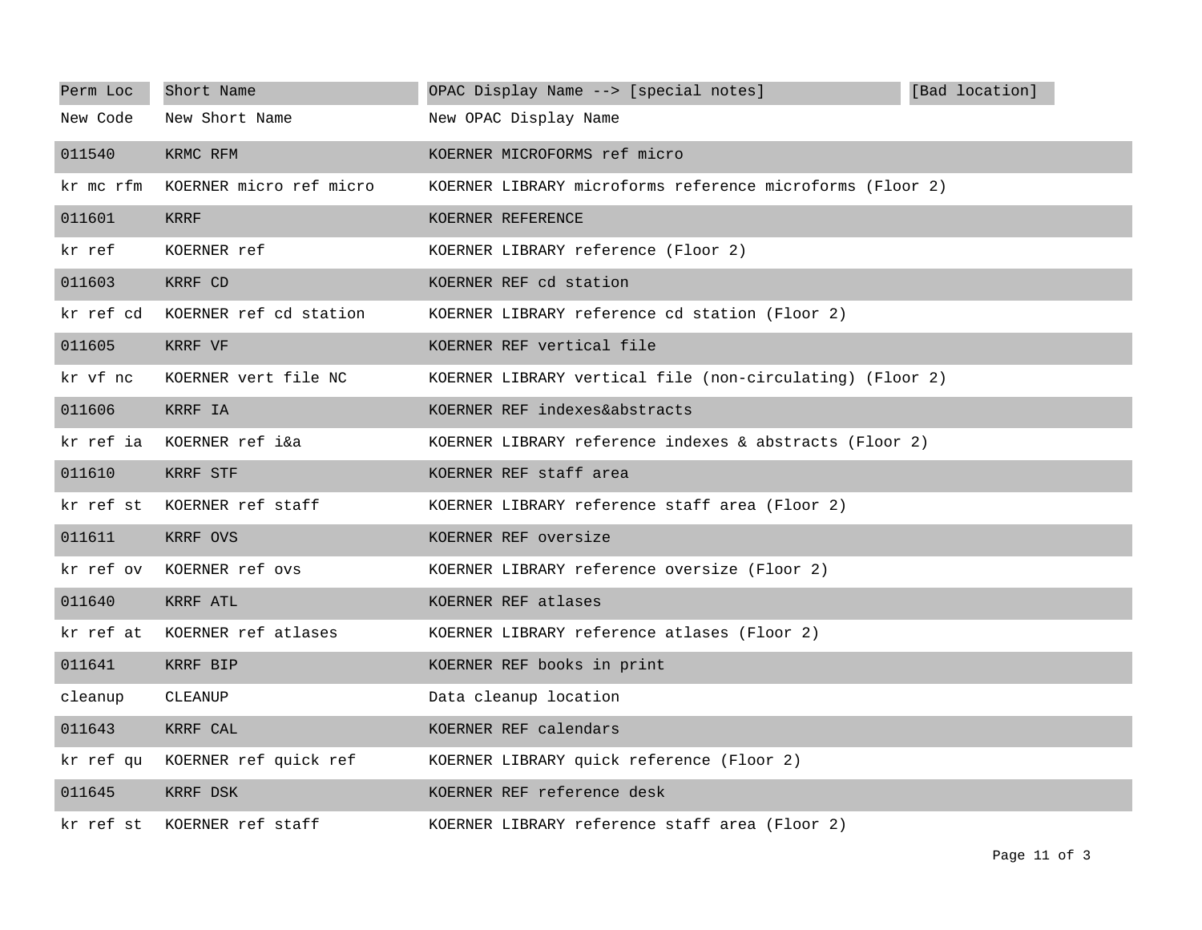| Perm Loc | Short Name | OPAC Display Name --> [special notes] | [Bad location] |
|---|---|---|---|
| New Code | New Short Name | New OPAC Display Name | |
| 011540 | KRMC RFM | KOERNER MICROFORMS ref micro | |
| kr mc rfm | KOERNER micro ref micro | KOERNER LIBRARY microforms reference microforms (Floor 2) | |
| 011601 | KRRF | KOERNER REFERENCE | |
| kr ref | KOERNER ref | KOERNER LIBRARY reference (Floor 2) | |
| 011603 | KRRF CD | KOERNER REF cd station | |
| kr ref cd | KOERNER ref cd station | KOERNER LIBRARY reference cd station (Floor 2) | |
| 011605 | KRRF VF | KOERNER REF vertical file | |
| kr vf nc | KOERNER vert file NC | KOERNER LIBRARY vertical file (non-circulating) (Floor 2) | |
| 011606 | KRRF IA | KOERNER REF indexes&abstracts | |
| kr ref ia | KOERNER ref i&a | KOERNER LIBRARY reference indexes & abstracts (Floor 2) | |
| 011610 | KRRF STF | KOERNER REF staff area | |
| kr ref st | KOERNER ref staff | KOERNER LIBRARY reference staff area (Floor 2) | |
| 011611 | KRRF OVS | KOERNER REF oversize | |
| kr ref ov | KOERNER ref ovs | KOERNER LIBRARY reference oversize (Floor 2) | |
| 011640 | KRRF ATL | KOERNER REF atlases | |
| kr ref at | KOERNER ref atlases | KOERNER LIBRARY reference atlases (Floor 2) | |
| 011641 | KRRF BIP | KOERNER REF books in print | |
| cleanup | CLEANUP | Data cleanup location | |
| 011643 | KRRF CAL | KOERNER REF calendars | |
| kr ref qu | KOERNER ref quick ref | KOERNER LIBRARY quick reference (Floor 2) | |
| 011645 | KRRF DSK | KOERNER REF reference desk | |
| kr ref st | KOERNER ref staff | KOERNER LIBRARY reference staff area (Floor 2) | |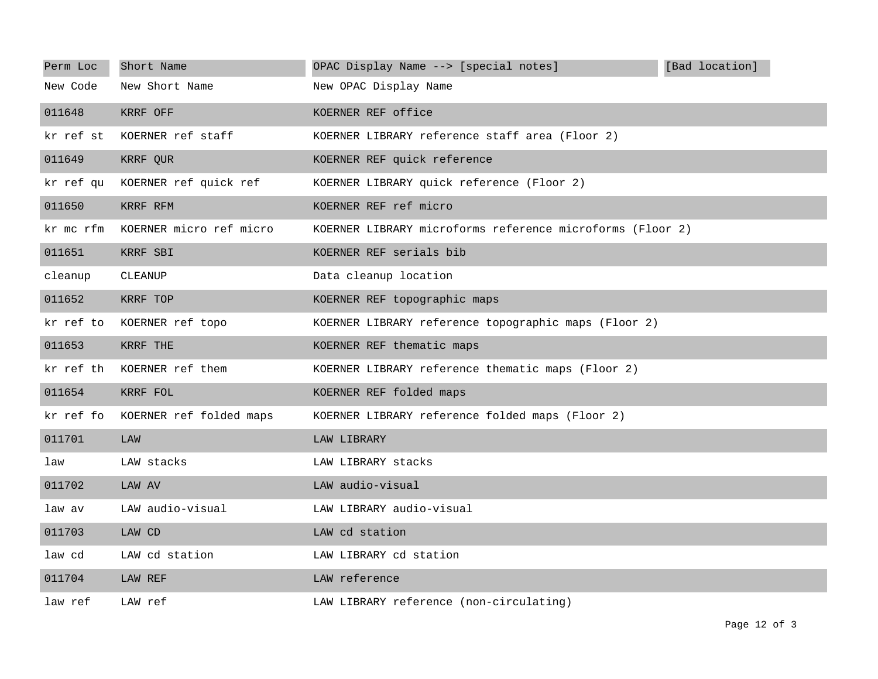| Perm Loc | Short Name | OPAC Display Name --> [special notes] | [Bad location] |
|---|---|---|---|
| New Code | New Short Name | New OPAC Display Name | |
| 011648 | KRRF OFF | KOERNER REF office | |
| kr ref st | KOERNER ref staff | KOERNER LIBRARY reference staff area (Floor 2) | |
| 011649 | KRRF QUR | KOERNER REF quick reference | |
| kr ref qu | KOERNER ref quick ref | KOERNER LIBRARY quick reference (Floor 2) | |
| 011650 | KRRF RFM | KOERNER REF ref micro | |
| kr mc rfm | KOERNER micro ref micro | KOERNER LIBRARY microforms reference microforms (Floor 2) | |
| 011651 | KRRF SBI | KOERNER REF serials bib | |
| cleanup | CLEANUP | Data cleanup location | |
| 011652 | KRRF TOP | KOERNER REF topographic maps | |
| kr ref to | KOERNER ref topo | KOERNER LIBRARY reference topographic maps (Floor 2) | |
| 011653 | KRRF THE | KOERNER REF thematic maps | |
| kr ref th | KOERNER ref them | KOERNER LIBRARY reference thematic maps (Floor 2) | |
| 011654 | KRRF FOL | KOERNER REF folded maps | |
| kr ref fo | KOERNER ref folded maps | KOERNER LIBRARY reference folded maps (Floor 2) | |
| 011701 | LAW | LAW LIBRARY | |
| law | LAW stacks | LAW LIBRARY stacks | |
| 011702 | LAW AV | LAW audio-visual | |
| law av | LAW audio-visual | LAW LIBRARY audio-visual | |
| 011703 | LAW CD | LAW cd station | |
| law cd | LAW cd station | LAW LIBRARY cd station | |
| 011704 | LAW REF | LAW reference | |
| law ref | LAW ref | LAW LIBRARY reference (non-circulating) | |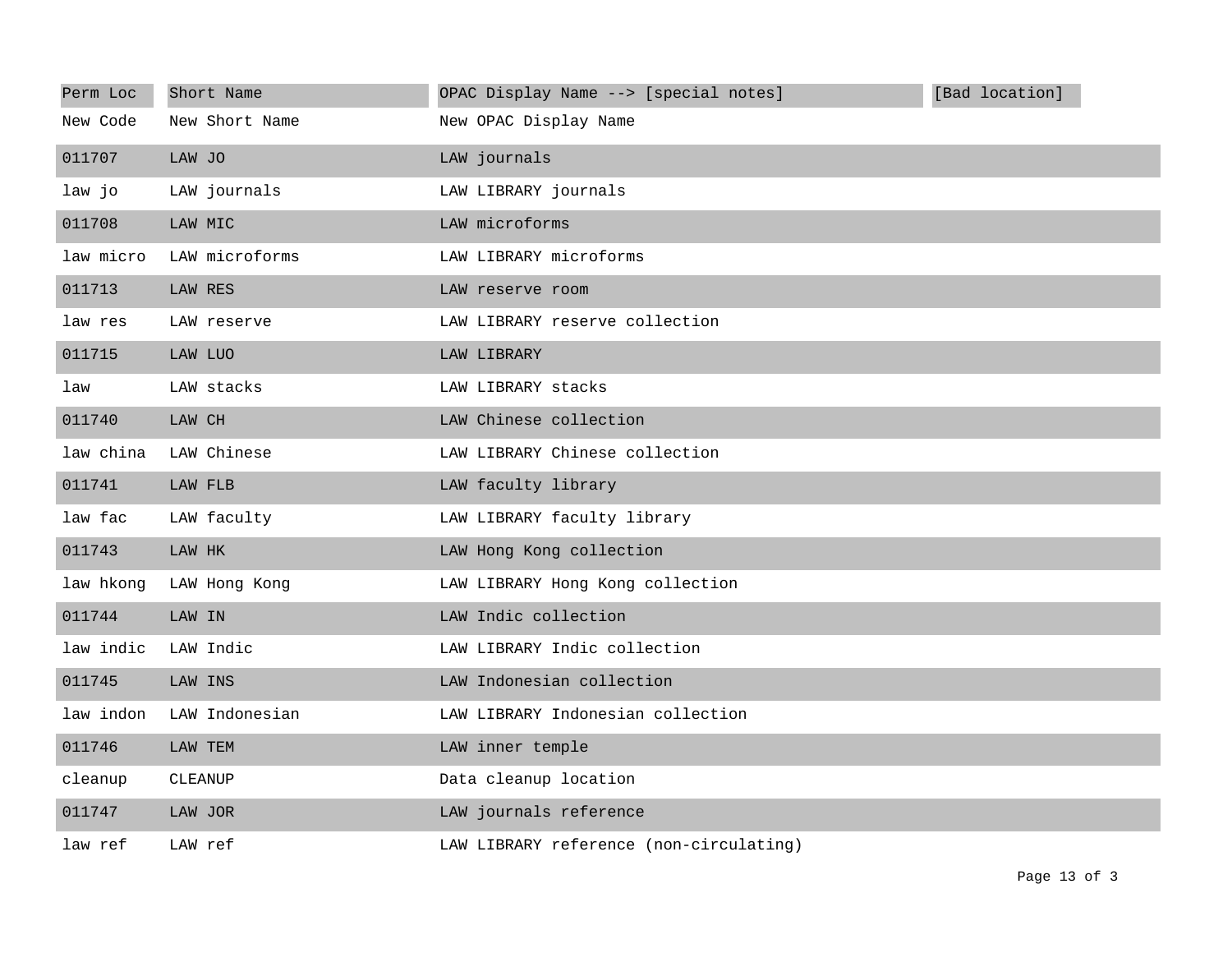| Perm Loc | Short Name | OPAC Display Name --> [special notes] | [Bad location] |
|---|---|---|---|
| New Code | New Short Name | New OPAC Display Name | |
| 011707 | LAW JO | LAW journals | |
| law jo | LAW journals | LAW LIBRARY journals | |
| 011708 | LAW MIC | LAW microforms | |
| law micro | LAW microforms | LAW LIBRARY microforms | |
| 011713 | LAW RES | LAW reserve room | |
| law res | LAW reserve | LAW LIBRARY reserve collection | |
| 011715 | LAW LUO | LAW LIBRARY | |
| law | LAW stacks | LAW LIBRARY stacks | |
| 011740 | LAW CH | LAW Chinese collection | |
| law china | LAW Chinese | LAW LIBRARY Chinese collection | |
| 011741 | LAW FLB | LAW faculty library | |
| law fac | LAW faculty | LAW LIBRARY faculty library | |
| 011743 | LAW HK | LAW Hong Kong collection | |
| law hkong | LAW Hong Kong | LAW LIBRARY Hong Kong collection | |
| 011744 | LAW IN | LAW Indic collection | |
| law indic | LAW Indic | LAW LIBRARY Indic collection | |
| 011745 | LAW INS | LAW Indonesian collection | |
| law indon | LAW Indonesian | LAW LIBRARY Indonesian collection | |
| 011746 | LAW TEM | LAW inner temple | |
| cleanup | CLEANUP | Data cleanup location | |
| 011747 | LAW JOR | LAW journals reference | |
| law ref | LAW ref | LAW LIBRARY reference (non-circulating) | |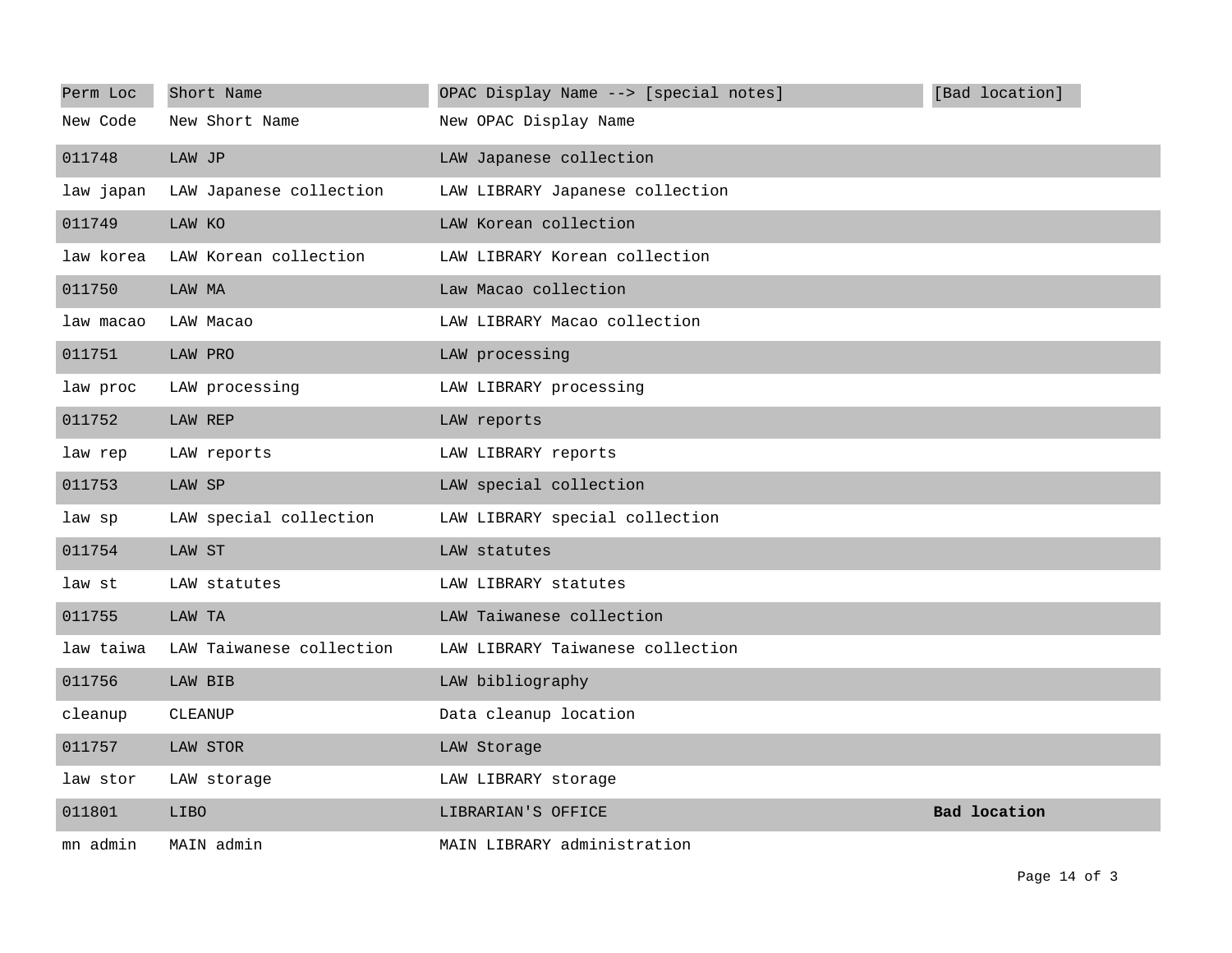| Perm Loc | Short Name | OPAC Display Name --> [special notes] | [Bad location] |
|---|---|---|---|
| New Code | New Short Name | New OPAC Display Name | |
| 011748 | LAW JP | LAW Japanese collection | |
| law japan | LAW Japanese collection | LAW LIBRARY Japanese collection | |
| 011749 | LAW KO | LAW Korean collection | |
| law korea | LAW Korean collection | LAW LIBRARY Korean collection | |
| 011750 | LAW MA | Law Macao collection | |
| law macao | LAW Macao | LAW LIBRARY Macao collection | |
| 011751 | LAW PRO | LAW processing | |
| law proc | LAW processing | LAW LIBRARY processing | |
| 011752 | LAW REP | LAW reports | |
| law rep | LAW reports | LAW LIBRARY reports | |
| 011753 | LAW SP | LAW special collection | |
| law sp | LAW special collection | LAW LIBRARY special collection | |
| 011754 | LAW ST | LAW statutes | |
| law st | LAW statutes | LAW LIBRARY statutes | |
| 011755 | LAW TA | LAW Taiwanese collection | |
| law taiwa | LAW Taiwanese collection | LAW LIBRARY Taiwanese collection | |
| 011756 | LAW BIB | LAW bibliography | |
| cleanup | CLEANUP | Data cleanup location | |
| 011757 | LAW STOR | LAW Storage | |
| law stor | LAW storage | LAW LIBRARY storage | |
| 011801 | LIBO | LIBRARIAN'S OFFICE | **Bad location** |
| mn admin | MAIN admin | MAIN LIBRARY administration | |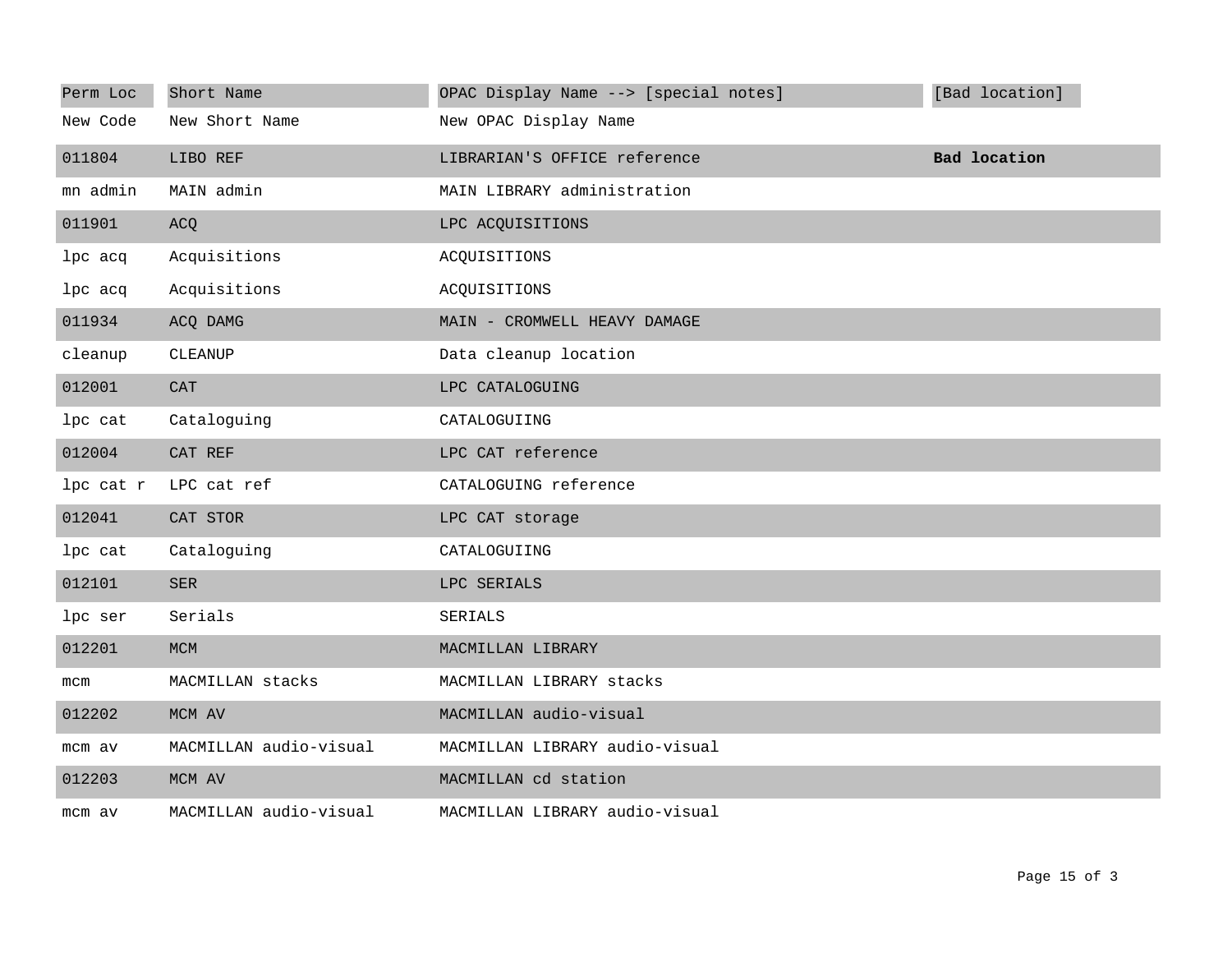| Perm Loc | Short Name | OPAC Display Name --> [special notes] | [Bad location] |
|---|---|---|---|
| New Code | New Short Name | New OPAC Display Name | |
| 011804 | LIBO REF | LIBRARIAN'S OFFICE reference | **Bad location** |
| mn admin | MAIN admin | MAIN LIBRARY administration | |
| 011901 | ACQ | LPC ACQUISITIONS | |
| lpc acq | Acquisitions | ACQUISITIONS | |
| lpc acq | Acquisitions | ACQUISITIONS | |
| 011934 | ACQ DAMG | MAIN - CROMWELL HEAVY DAMAGE | |
| cleanup | CLEANUP | Data cleanup location | |
| 012001 | CAT | LPC CATALOGUING | |
| lpc cat | Cataloguing | CATALOGUIING | |
| 012004 | CAT REF | LPC CAT reference | |
| lpc cat r | LPC cat ref | CATALOGUING reference | |
| 012041 | CAT STOR | LPC CAT storage | |
| lpc cat | Cataloguing | CATALOGUIING | |
| 012101 | SER | LPC SERIALS | |
| lpc ser | Serials | SERIALS | |
| 012201 | MCM | MACMILLAN LIBRARY | |
| mcm | MACMILLAN stacks | MACMILLAN LIBRARY stacks | |
| 012202 | MCM AV | MACMILLAN audio-visual | |
| mcm av | MACMILLAN audio-visual | MACMILLAN LIBRARY audio-visual | |
| 012203 | MCM AV | MACMILLAN cd station | |
| mcm av | MACMILLAN audio-visual | MACMILLAN LIBRARY audio-visual | |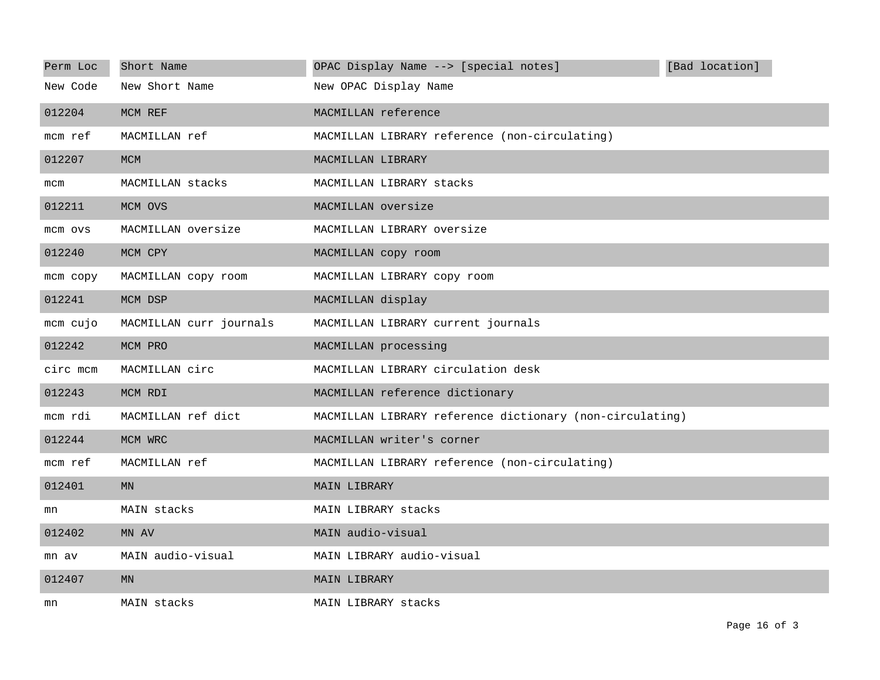| Perm Loc | Short Name | OPAC Display Name --> [special notes] | [Bad location] |
| --- | --- | --- | --- |
| New Code | New Short Name | New OPAC Display Name | |
| 012204 | MCM REF | MACMILLAN reference | |
| mcm ref | MACMILLAN ref | MACMILLAN LIBRARY reference (non-circulating) | |
| 012207 | MCM | MACMILLAN LIBRARY | |
| mcm | MACMILLAN stacks | MACMILLAN LIBRARY stacks | |
| 012211 | MCM OVS | MACMILLAN oversize | |
| mcm ovs | MACMILLAN oversize | MACMILLAN LIBRARY oversize | |
| 012240 | MCM CPY | MACMILLAN copy room | |
| mcm copy | MACMILLAN copy room | MACMILLAN LIBRARY copy room | |
| 012241 | MCM DSP | MACMILLAN display | |
| mcm cujo | MACMILLAN curr journals | MACMILLAN LIBRARY current journals | |
| 012242 | MCM PRO | MACMILLAN processing | |
| circ mcm | MACMILLAN circ | MACMILLAN LIBRARY circulation desk | |
| 012243 | MCM RDI | MACMILLAN reference dictionary | |
| mcm rdi | MACMILLAN ref dict | MACMILLAN LIBRARY reference dictionary (non-circulating) | |
| 012244 | MCM WRC | MACMILLAN writer's corner | |
| mcm ref | MACMILLAN ref | MACMILLAN LIBRARY reference (non-circulating) | |
| 012401 | MN | MAIN LIBRARY | |
| mn | MAIN stacks | MAIN LIBRARY stacks | |
| 012402 | MN AV | MAIN audio-visual | |
| mn av | MAIN audio-visual | MAIN LIBRARY audio-visual | |
| 012407 | MN | MAIN LIBRARY | |
| mn | MAIN stacks | MAIN LIBRARY stacks | |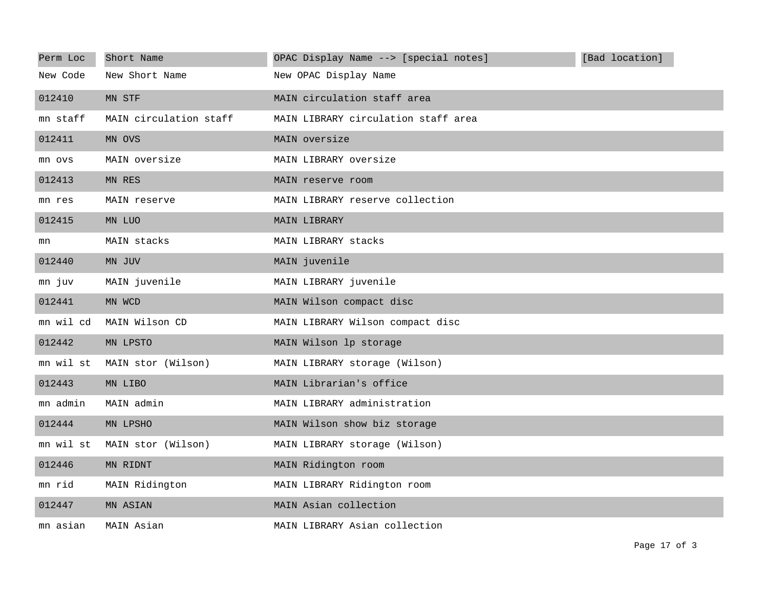| Perm Loc | Short Name | OPAC Display Name --> [special notes] | [Bad location] |
|---|---|---|---|
| New Code | New Short Name | New OPAC Display Name | |
| 012410 | MN STF | MAIN circulation staff area | |
| mn staff | MAIN circulation staff | MAIN LIBRARY circulation staff area | |
| 012411 | MN OVS | MAIN oversize | |
| mn ovs | MAIN oversize | MAIN LIBRARY oversize | |
| 012413 | MN RES | MAIN reserve room | |
| mn res | MAIN reserve | MAIN LIBRARY reserve collection | |
| 012415 | MN LUO | MAIN LIBRARY | |
| mn | MAIN stacks | MAIN LIBRARY stacks | |
| 012440 | MN JUV | MAIN juvenile | |
| mn juv | MAIN juvenile | MAIN LIBRARY juvenile | |
| 012441 | MN WCD | MAIN Wilson compact disc | |
| mn wil cd | MAIN Wilson CD | MAIN LIBRARY Wilson compact disc | |
| 012442 | MN LPSTO | MAIN Wilson lp storage | |
| mn wil st | MAIN stor (Wilson) | MAIN LIBRARY storage (Wilson) | |
| 012443 | MN LIBO | MAIN Librarian's office | |
| mn admin | MAIN admin | MAIN LIBRARY administration | |
| 012444 | MN LPSHO | MAIN Wilson show biz storage | |
| mn wil st | MAIN stor (Wilson) | MAIN LIBRARY storage (Wilson) | |
| 012446 | MN RIDNT | MAIN Ridington room | |
| mn rid | MAIN Ridington | MAIN LIBRARY Ridington room | |
| 012447 | MN ASIAN | MAIN Asian collection | |
| mn asian | MAIN Asian | MAIN LIBRARY Asian collection | |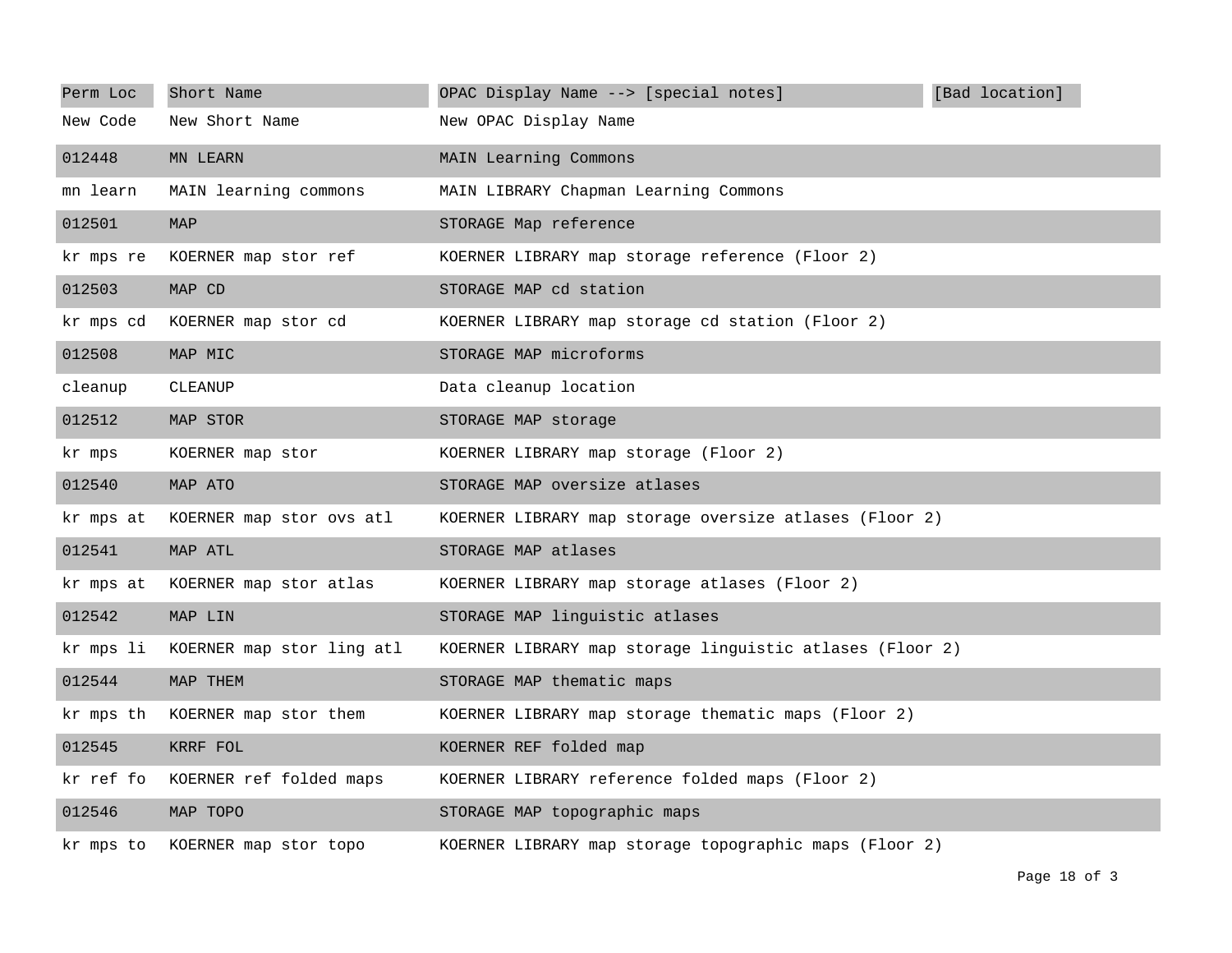| Perm Loc | Short Name | OPAC Display Name --> [special notes] | [Bad location] |
|---|---|---|---|
| New Code | New Short Name | New OPAC Display Name | |
| 012448 | MN LEARN | MAIN Learning Commons | |
| mn learn | MAIN learning commons | MAIN LIBRARY Chapman Learning Commons | |
| 012501 | MAP | STORAGE Map reference | |
| kr mps re | KOERNER map stor ref | KOERNER LIBRARY map storage reference (Floor 2) | |
| 012503 | MAP CD | STORAGE MAP cd station | |
| kr mps cd | KOERNER map stor cd | KOERNER LIBRARY map storage cd station (Floor 2) | |
| 012508 | MAP MIC | STORAGE MAP microforms | |
| cleanup | CLEANUP | Data cleanup location | |
| 012512 | MAP STOR | STORAGE MAP storage | |
| kr mps | KOERNER map stor | KOERNER LIBRARY map storage (Floor 2) | |
| 012540 | MAP ATO | STORAGE MAP oversize atlases | |
| kr mps at | KOERNER map stor ovs atl | KOERNER LIBRARY map storage oversize atlases (Floor 2) | |
| 012541 | MAP ATL | STORAGE MAP atlases | |
| kr mps at | KOERNER map stor atlas | KOERNER LIBRARY map storage atlases (Floor 2) | |
| 012542 | MAP LIN | STORAGE MAP linguistic atlases | |
| kr mps li | KOERNER map stor ling atl | KOERNER LIBRARY map storage linguistic atlases (Floor 2) | |
| 012544 | MAP THEM | STORAGE MAP thematic maps | |
| kr mps th | KOERNER map stor them | KOERNER LIBRARY map storage thematic maps (Floor 2) | |
| 012545 | KRRF FOL | KOERNER REF folded map | |
| kr ref fo | KOERNER ref folded maps | KOERNER LIBRARY reference folded maps (Floor 2) | |
| 012546 | MAP TOPO | STORAGE MAP topographic maps | |
| kr mps to | KOERNER map stor topo | KOERNER LIBRARY map storage topographic maps (Floor 2) | |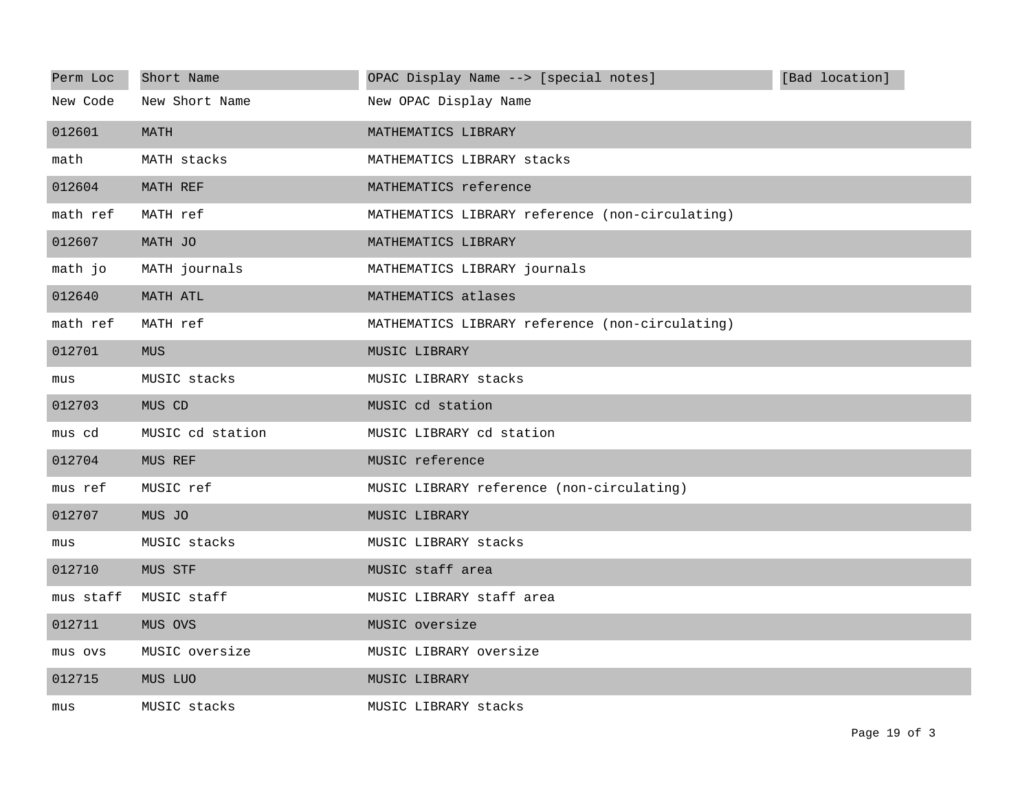| Perm Loc | Short Name | OPAC Display Name --> [special notes] | [Bad location] |
| --- | --- | --- | --- |
| New Code | New Short Name | New OPAC Display Name | |
| 012601 | MATH | MATHEMATICS LIBRARY | |
| math | MATH stacks | MATHEMATICS LIBRARY stacks | |
| 012604 | MATH REF | MATHEMATICS reference | |
| math ref | MATH ref | MATHEMATICS LIBRARY reference (non-circulating) | |
| 012607 | MATH JO | MATHEMATICS LIBRARY | |
| math jo | MATH journals | MATHEMATICS LIBRARY journals | |
| 012640 | MATH ATL | MATHEMATICS atlases | |
| math ref | MATH ref | MATHEMATICS LIBRARY reference (non-circulating) | |
| 012701 | MUS | MUSIC LIBRARY | |
| mus | MUSIC stacks | MUSIC LIBRARY stacks | |
| 012703 | MUS CD | MUSIC cd station | |
| mus cd | MUSIC cd station | MUSIC LIBRARY cd station | |
| 012704 | MUS REF | MUSIC reference | |
| mus ref | MUSIC ref | MUSIC LIBRARY reference (non-circulating) | |
| 012707 | MUS JO | MUSIC LIBRARY | |
| mus | MUSIC stacks | MUSIC LIBRARY stacks | |
| 012710 | MUS STF | MUSIC staff area | |
| mus staff | MUSIC staff | MUSIC LIBRARY staff area | |
| 012711 | MUS OVS | MUSIC oversize | |
| mus ovs | MUSIC oversize | MUSIC LIBRARY oversize | |
| 012715 | MUS LUO | MUSIC LIBRARY | |
| mus | MUSIC stacks | MUSIC LIBRARY stacks | |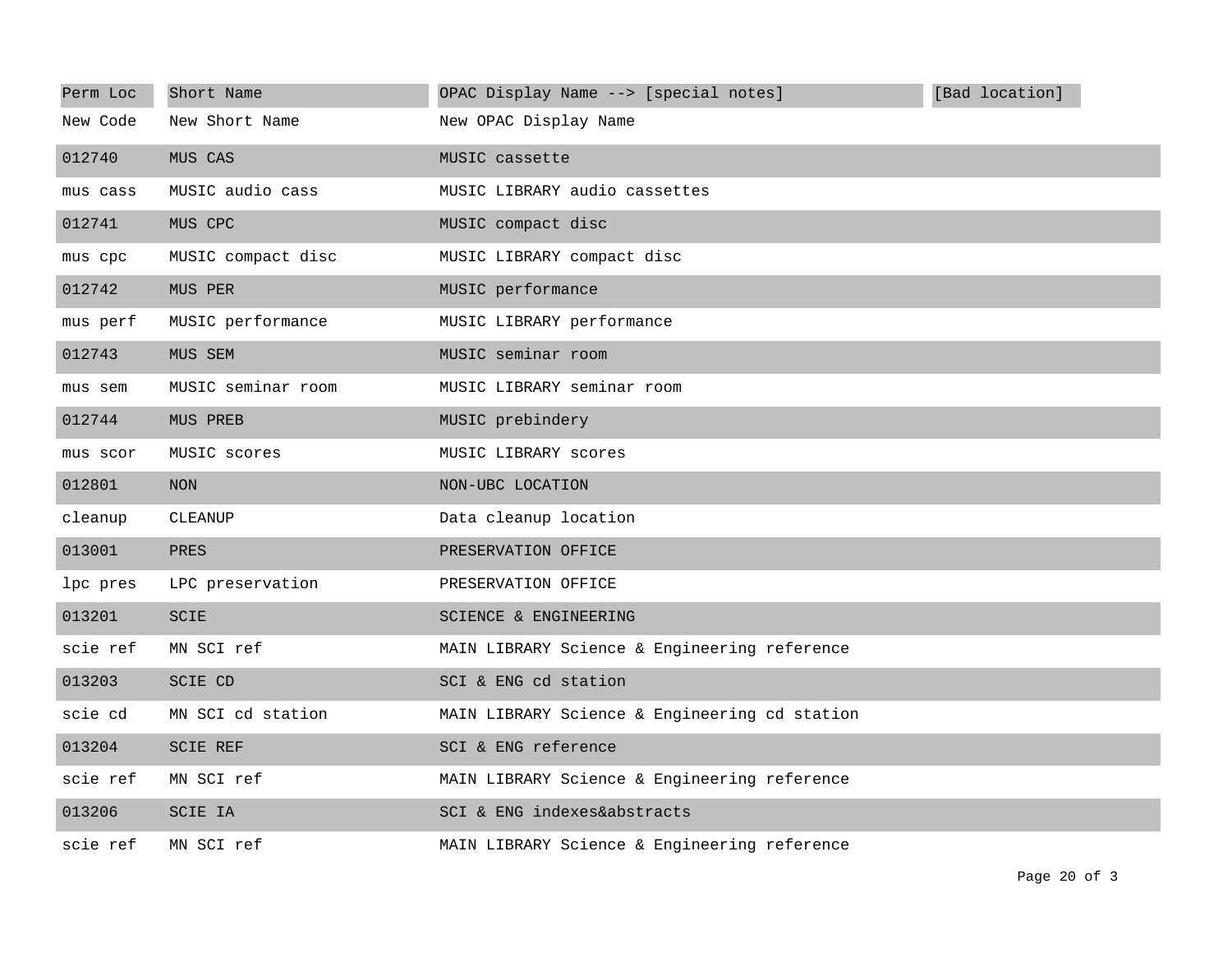| Perm Loc | Short Name | OPAC Display Name --> [special notes] | [Bad location] |
|---|---|---|---|
| New Code | New Short Name | New OPAC Display Name | |
| 012740 | MUS CAS | MUSIC cassette | |
| mus cass | MUSIC audio cass | MUSIC LIBRARY audio cassettes | |
| 012741 | MUS CPC | MUSIC compact disc | |
| mus cpc | MUSIC compact disc | MUSIC LIBRARY compact disc | |
| 012742 | MUS PER | MUSIC performance | |
| mus perf | MUSIC performance | MUSIC LIBRARY performance | |
| 012743 | MUS SEM | MUSIC seminar room | |
| mus sem | MUSIC seminar room | MUSIC LIBRARY seminar room | |
| 012744 | MUS PREB | MUSIC prebindery | |
| mus scor | MUSIC scores | MUSIC LIBRARY scores | |
| 012801 | NON | NON-UBC LOCATION | |
| cleanup | CLEANUP | Data cleanup location | |
| 013001 | PRES | PRESERVATION OFFICE | |
| lpc pres | LPC preservation | PRESERVATION OFFICE | |
| 013201 | SCIE | SCIENCE & ENGINEERING | |
| scie ref | MN SCI ref | MAIN LIBRARY Science & Engineering reference | |
| 013203 | SCIE CD | SCI & ENG cd station | |
| scie cd | MN SCI cd station | MAIN LIBRARY Science & Engineering cd station | |
| 013204 | SCIE REF | SCI & ENG reference | |
| scie ref | MN SCI ref | MAIN LIBRARY Science & Engineering reference | |
| 013206 | SCIE IA | SCI & ENG indexes&abstracts | |
| scie ref | MN SCI ref | MAIN LIBRARY Science & Engineering reference | |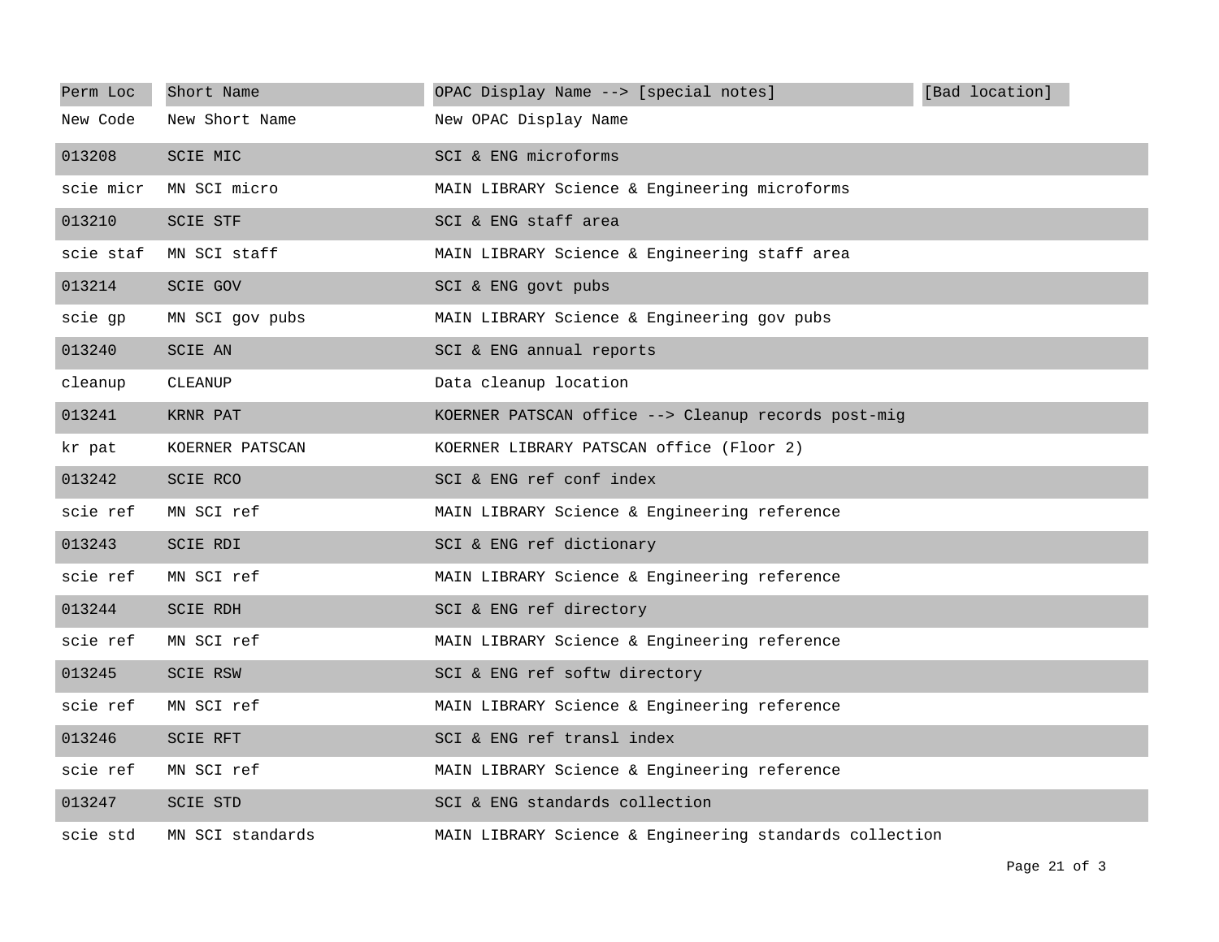| Perm Loc | Short Name | OPAC Display Name --> [special notes] | [Bad location] |
|---|---|---|---|
| New Code | New Short Name | New OPAC Display Name | |
| 013208 | SCIE MIC | SCI & ENG microforms | |
| scie micr | MN SCI micro | MAIN LIBRARY Science & Engineering microforms | |
| 013210 | SCIE STF | SCI & ENG staff area | |
| scie staf | MN SCI staff | MAIN LIBRARY Science & Engineering staff area | |
| 013214 | SCIE GOV | SCI & ENG govt pubs | |
| scie gp | MN SCI gov pubs | MAIN LIBRARY Science & Engineering gov pubs | |
| 013240 | SCIE AN | SCI & ENG annual reports | |
| cleanup | CLEANUP | Data cleanup location | |
| 013241 | KRNR PAT | KOERNER PATSCAN office --> Cleanup records post-mig | |
| kr pat | KOERNER PATSCAN | KOERNER LIBRARY PATSCAN office (Floor 2) | |
| 013242 | SCIE RCO | SCI & ENG ref conf index | |
| scie ref | MN SCI ref | MAIN LIBRARY Science & Engineering reference | |
| 013243 | SCIE RDI | SCI & ENG ref dictionary | |
| scie ref | MN SCI ref | MAIN LIBRARY Science & Engineering reference | |
| 013244 | SCIE RDH | SCI & ENG ref directory | |
| scie ref | MN SCI ref | MAIN LIBRARY Science & Engineering reference | |
| 013245 | SCIE RSW | SCI & ENG ref softw directory | |
| scie ref | MN SCI ref | MAIN LIBRARY Science & Engineering reference | |
| 013246 | SCIE RFT | SCI & ENG ref transl index | |
| scie ref | MN SCI ref | MAIN LIBRARY Science & Engineering reference | |
| 013247 | SCIE STD | SCI & ENG standards collection | |
| scie std | MN SCI standards | MAIN LIBRARY Science & Engineering standards collection | |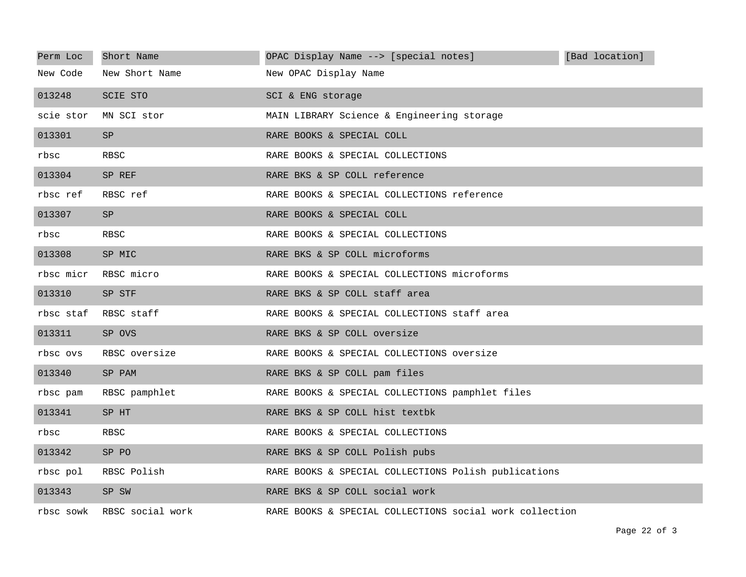| Perm Loc | Short Name | OPAC Display Name --> [special notes] | [Bad location] |
|---|---|---|---|
| New Code | New Short Name | New OPAC Display Name | |
| 013248 | SCIE STO | SCI & ENG storage | |
| scie stor | MN SCI stor | MAIN LIBRARY Science & Engineering storage | |
| 013301 | SP | RARE BOOKS & SPECIAL COLL | |
| rbsc | RBSC | RARE BOOKS & SPECIAL COLLECTIONS | |
| 013304 | SP REF | RARE BKS & SP COLL reference | |
| rbsc ref | RBSC ref | RARE BOOKS & SPECIAL COLLECTIONS reference | |
| 013307 | SP | RARE BOOKS & SPECIAL COLL | |
| rbsc | RBSC | RARE BOOKS & SPECIAL COLLECTIONS | |
| 013308 | SP MIC | RARE BKS & SP COLL microforms | |
| rbsc micr | RBSC micro | RARE BOOKS & SPECIAL COLLECTIONS microforms | |
| 013310 | SP STF | RARE BKS & SP COLL staff area | |
| rbsc staf | RBSC staff | RARE BOOKS & SPECIAL COLLECTIONS staff area | |
| 013311 | SP OVS | RARE BKS & SP COLL oversize | |
| rbsc ovs | RBSC oversize | RARE BOOKS & SPECIAL COLLECTIONS oversize | |
| 013340 | SP PAM | RARE BKS & SP COLL pam files | |
| rbsc pam | RBSC pamphlet | RARE BOOKS & SPECIAL COLLECTIONS pamphlet files | |
| 013341 | SP HT | RARE BKS & SP COLL hist textbk | |
| rbsc | RBSC | RARE BOOKS & SPECIAL COLLECTIONS | |
| 013342 | SP PO | RARE BKS & SP COLL Polish pubs | |
| rbsc pol | RBSC Polish | RARE BOOKS & SPECIAL COLLECTIONS Polish publications | |
| 013343 | SP SW | RARE BKS & SP COLL social work | |
| rbsc sowk | RBSC social work | RARE BOOKS & SPECIAL COLLECTIONS social work collection | |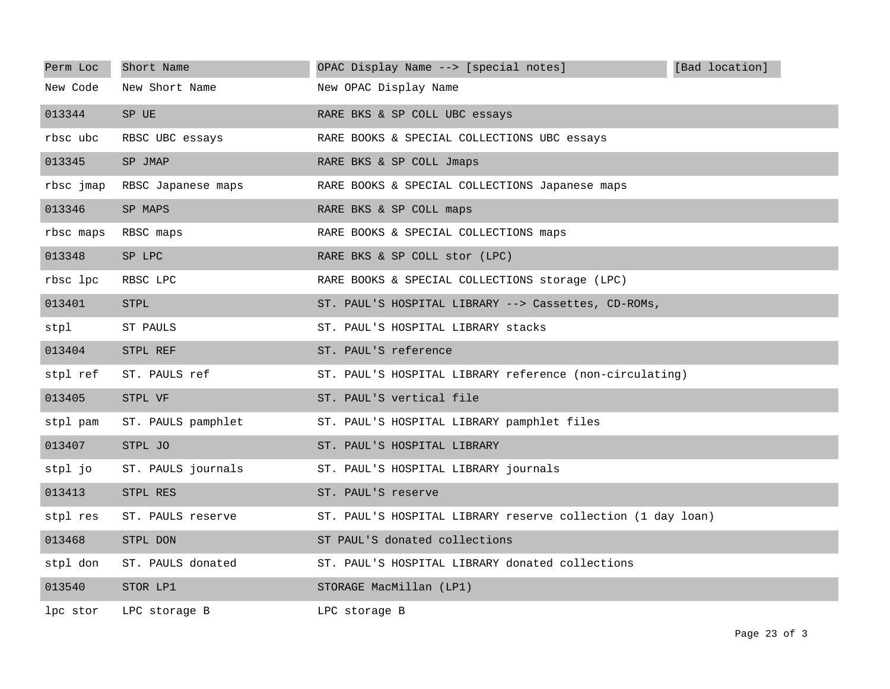| Perm Loc | Short Name | OPAC Display Name --> [special notes] | [Bad location] |
|---|---|---|---|
| New Code | New Short Name | New OPAC Display Name | |
| 013344 | SP UE | RARE BKS & SP COLL UBC essays | |
| rbsc ubc | RBSC UBC essays | RARE BOOKS & SPECIAL COLLECTIONS UBC essays | |
| 013345 | SP JMAP | RARE BKS & SP COLL Jmaps | |
| rbsc jmap | RBSC Japanese maps | RARE BOOKS & SPECIAL COLLECTIONS Japanese maps | |
| 013346 | SP MAPS | RARE BKS & SP COLL maps | |
| rbsc maps | RBSC maps | RARE BOOKS & SPECIAL COLLECTIONS maps | |
| 013348 | SP LPC | RARE BKS & SP COLL stor (LPC) | |
| rbsc lpc | RBSC LPC | RARE BOOKS & SPECIAL COLLECTIONS storage (LPC) | |
| 013401 | STPL | ST. PAUL'S HOSPITAL LIBRARY --> Cassettes, CD-ROMs, | |
| stpl | ST PAULS | ST. PAUL'S HOSPITAL LIBRARY stacks | |
| 013404 | STPL REF | ST. PAUL'S reference | |
| stpl ref | ST. PAULS ref | ST. PAUL'S HOSPITAL LIBRARY reference (non-circulating) | |
| 013405 | STPL VF | ST. PAUL'S vertical file | |
| stpl pam | ST. PAULS pamphlet | ST. PAUL'S HOSPITAL LIBRARY pamphlet files | |
| 013407 | STPL JO | ST. PAUL'S HOSPITAL LIBRARY | |
| stpl jo | ST. PAULS journals | ST. PAUL'S HOSPITAL LIBRARY journals | |
| 013413 | STPL RES | ST. PAUL'S reserve | |
| stpl res | ST. PAULS reserve | ST. PAUL'S HOSPITAL LIBRARY reserve collection (1 day loan) | |
| 013468 | STPL DON | ST PAUL'S donated collections | |
| stpl don | ST. PAULS donated | ST. PAUL'S HOSPITAL LIBRARY donated collections | |
| 013540 | STOR LP1 | STORAGE MacMillan (LP1) | |
| lpc stor | LPC storage B | LPC storage B | |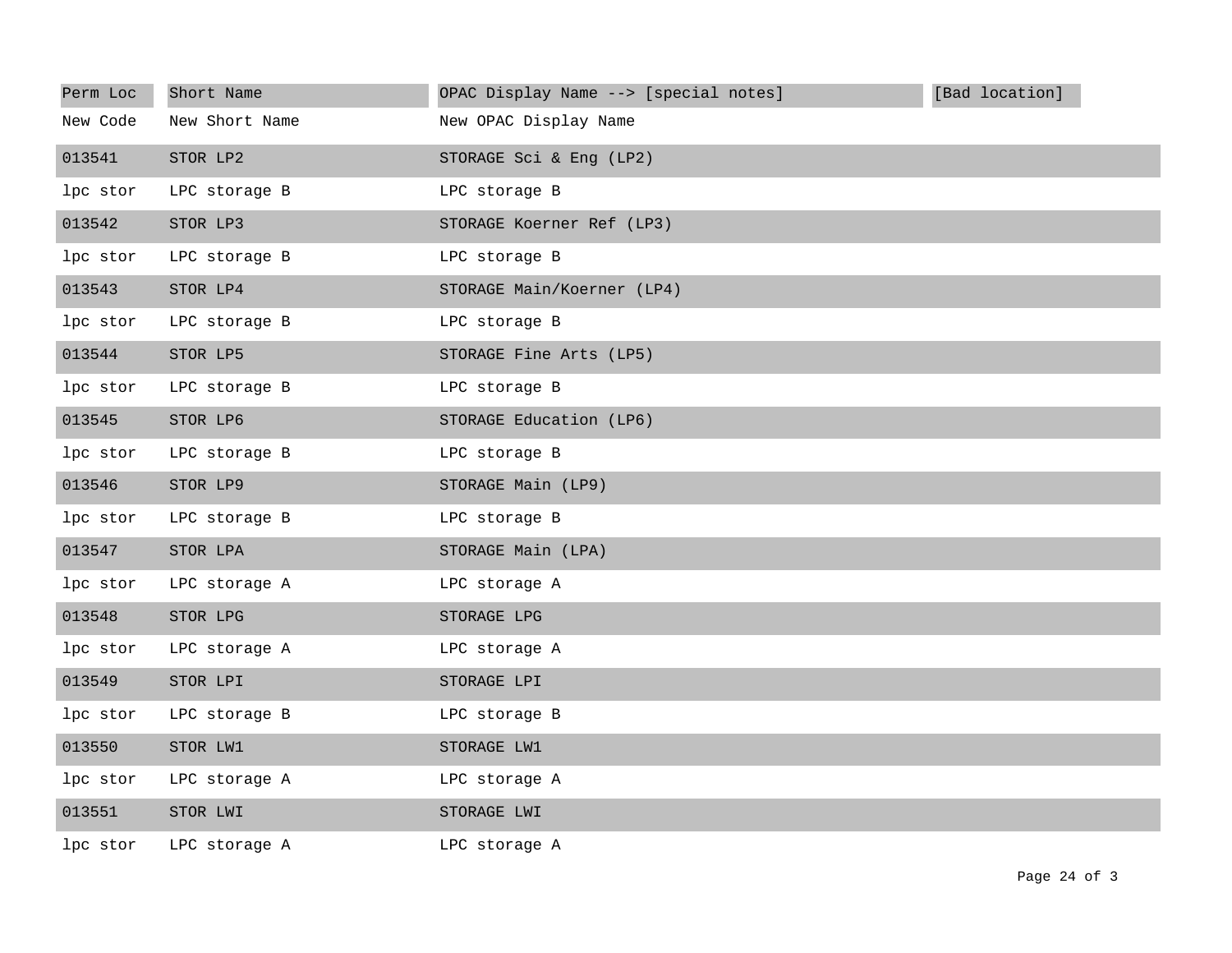| Perm Loc | Short Name | OPAC Display Name --> [special notes] | [Bad location] |
|---|---|---|---|
| New Code | New Short Name | New OPAC Display Name | |
| 013541 | STOR LP2 | STORAGE Sci & Eng (LP2) | |
| lpc stor | LPC storage B | LPC storage B | |
| 013542 | STOR LP3 | STORAGE Koerner Ref (LP3) | |
| lpc stor | LPC storage B | LPC storage B | |
| 013543 | STOR LP4 | STORAGE Main/Koerner (LP4) | |
| lpc stor | LPC storage B | LPC storage B | |
| 013544 | STOR LP5 | STORAGE Fine Arts (LP5) | |
| lpc stor | LPC storage B | LPC storage B | |
| 013545 | STOR LP6 | STORAGE Education (LP6) | |
| lpc stor | LPC storage B | LPC storage B | |
| 013546 | STOR LP9 | STORAGE Main (LP9) | |
| lpc stor | LPC storage B | LPC storage B | |
| 013547 | STOR LPA | STORAGE Main (LPA) | |
| lpc stor | LPC storage A | LPC storage A | |
| 013548 | STOR LPG | STORAGE LPG | |
| lpc stor | LPC storage A | LPC storage A | |
| 013549 | STOR LPI | STORAGE LPI | |
| lpc stor | LPC storage B | LPC storage B | |
| 013550 | STOR LW1 | STORAGE LW1 | |
| lpc stor | LPC storage A | LPC storage A | |
| 013551 | STOR LWI | STORAGE LWI | |
| lpc stor | LPC storage A | LPC storage A | |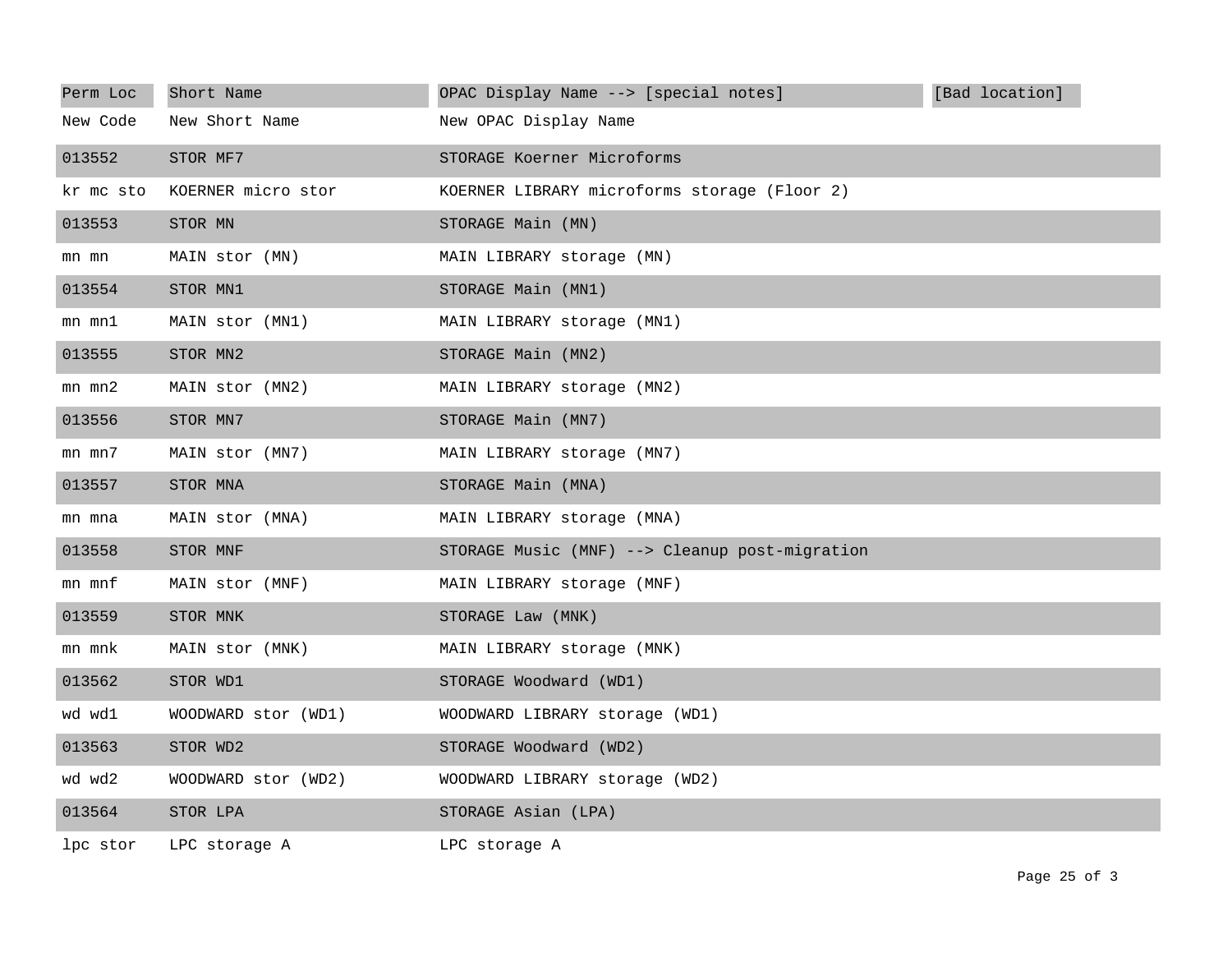| Perm Loc | Short Name | OPAC Display Name --> [special notes] | [Bad location] |
|---|---|---|---|
| New Code | New Short Name | New OPAC Display Name | |
| 013552 | STOR MF7 | STORAGE Koerner Microforms | |
| kr mc sto | KOERNER micro stor | KOERNER LIBRARY microforms storage (Floor 2) | |
| 013553 | STOR MN | STORAGE Main (MN) | |
| mn mn | MAIN stor (MN) | MAIN LIBRARY storage (MN) | |
| 013554 | STOR MN1 | STORAGE Main (MN1) | |
| mn mn1 | MAIN stor (MN1) | MAIN LIBRARY storage (MN1) | |
| 013555 | STOR MN2 | STORAGE Main (MN2) | |
| mn mn2 | MAIN stor (MN2) | MAIN LIBRARY storage (MN2) | |
| 013556 | STOR MN7 | STORAGE Main (MN7) | |
| mn mn7 | MAIN stor (MN7) | MAIN LIBRARY storage (MN7) | |
| 013557 | STOR MNA | STORAGE Main (MNA) | |
| mn mna | MAIN stor (MNA) | MAIN LIBRARY storage (MNA) | |
| 013558 | STOR MNF | STORAGE Music (MNF) --> Cleanup post-migration | |
| mn mnf | MAIN stor (MNF) | MAIN LIBRARY storage (MNF) | |
| 013559 | STOR MNK | STORAGE Law (MNK) | |
| mn mnk | MAIN stor (MNK) | MAIN LIBRARY storage (MNK) | |
| 013562 | STOR WD1 | STORAGE Woodward (WD1) | |
| wd wd1 | WOODWARD stor (WD1) | WOODWARD LIBRARY storage (WD1) | |
| 013563 | STOR WD2 | STORAGE Woodward (WD2) | |
| wd wd2 | WOODWARD stor (WD2) | WOODWARD LIBRARY storage (WD2) | |
| 013564 | STOR LPA | STORAGE Asian (LPA) | |
| lpc stor | LPC storage A | LPC storage A | |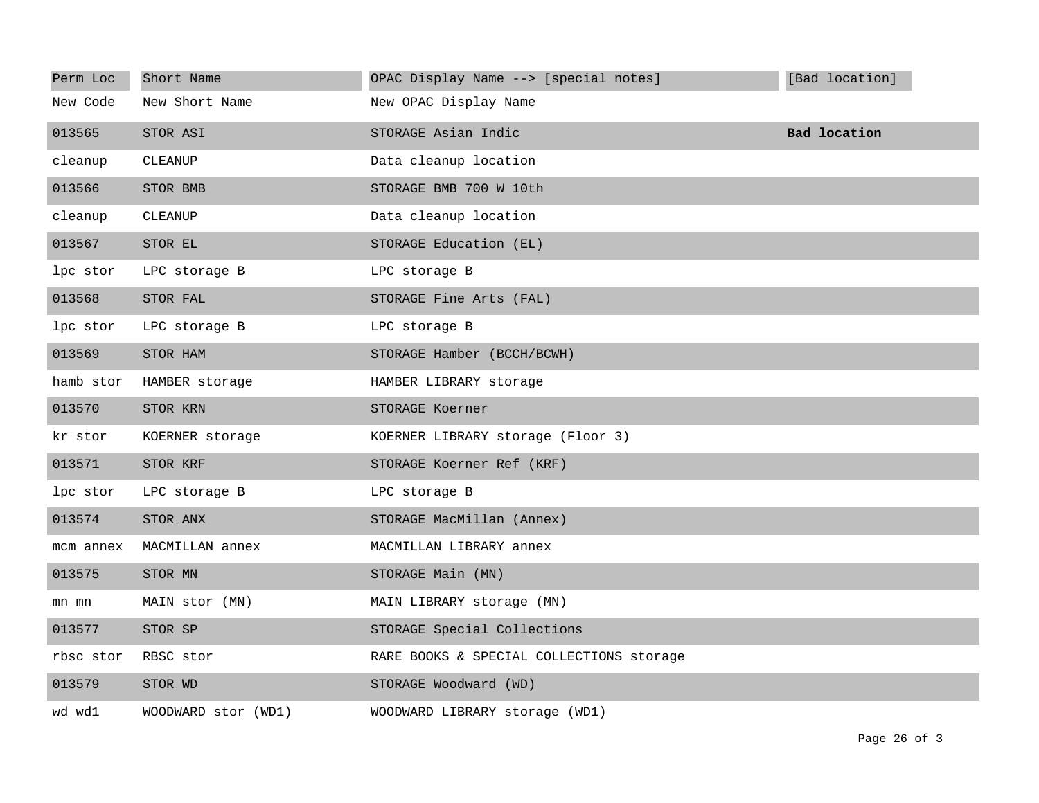| Perm Loc | Short Name | OPAC Display Name --> [special notes] | [Bad location] |
| --- | --- | --- | --- |
| New Code | New Short Name | New OPAC Display Name | |
| 013565 | STOR ASI | STORAGE Asian Indic | **Bad location** |
| cleanup | CLEANUP | Data cleanup location | |
| 013566 | STOR BMB | STORAGE BMB 700 W 10th | |
| cleanup | CLEANUP | Data cleanup location | |
| 013567 | STOR EL | STORAGE Education (EL) | |
| lpc stor | LPC storage B | LPC storage B | |
| 013568 | STOR FAL | STORAGE Fine Arts (FAL) | |
| lpc stor | LPC storage B | LPC storage B | |
| 013569 | STOR HAM | STORAGE Hamber (BCCH/BCWH) | |
| hamb stor | HAMBER storage | HAMBER LIBRARY storage | |
| 013570 | STOR KRN | STORAGE Koerner | |
| kr stor | KOERNER storage | KOERNER LIBRARY storage (Floor 3) | |
| 013571 | STOR KRF | STORAGE Koerner Ref (KRF) | |
| lpc stor | LPC storage B | LPC storage B | |
| 013574 | STOR ANX | STORAGE MacMillan (Annex) | |
| mcm annex | MACMILLAN annex | MACMILLAN LIBRARY annex | |
| 013575 | STOR MN | STORAGE Main (MN) | |
| mn mn | MAIN stor (MN) | MAIN LIBRARY storage (MN) | |
| 013577 | STOR SP | STORAGE Special Collections | |
| rbsc stor | RBSC stor | RARE BOOKS & SPECIAL COLLECTIONS storage | |
| 013579 | STOR WD | STORAGE Woodward (WD) | |
| wd wd1 | WOODWARD stor (WD1) | WOODWARD LIBRARY storage (WD1) | |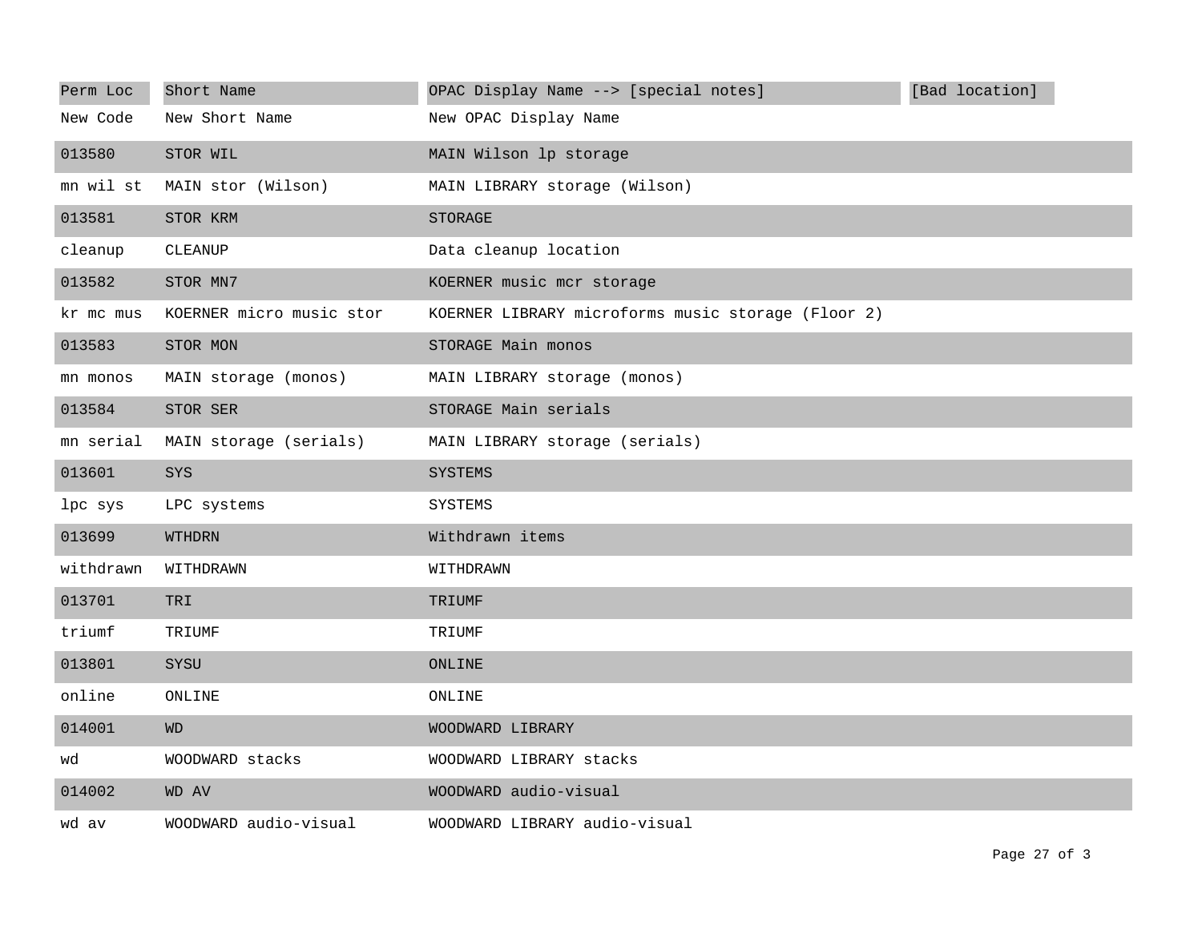| Perm Loc | Short Name | OPAC Display Name --> [special notes] | [Bad location] |
|---|---|---|---|
| New Code | New Short Name | New OPAC Display Name | |
| 013580 | STOR WIL | MAIN Wilson lp storage | |
| mn wil st | MAIN stor (Wilson) | MAIN LIBRARY storage (Wilson) | |
| 013581 | STOR KRM | STORAGE | |
| cleanup | CLEANUP | Data cleanup location | |
| 013582 | STOR MN7 | KOERNER music mcr storage | |
| kr mc mus | KOERNER micro music stor | KOERNER LIBRARY microforms music storage (Floor 2) | |
| 013583 | STOR MON | STORAGE Main monos | |
| mn monos | MAIN storage (monos) | MAIN LIBRARY storage (monos) | |
| 013584 | STOR SER | STORAGE Main serials | |
| mn serial | MAIN storage (serials) | MAIN LIBRARY storage (serials) | |
| 013601 | SYS | SYSTEMS | |
| lpc sys | LPC systems | SYSTEMS | |
| 013699 | WTHDRN | Withdrawn items | |
| withdrawn | WITHDRAWN | WITHDRAWN | |
| 013701 | TRI | TRIUMF | |
| triumf | TRIUMF | TRIUMF | |
| 013801 | SYSU | ONLINE | |
| online | ONLINE | ONLINE | |
| 014001 | WD | WOODWARD LIBRARY | |
| wd | WOODWARD stacks | WOODWARD LIBRARY stacks | |
| 014002 | WD AV | WOODWARD audio-visual | |
| wd av | WOODWARD audio-visual | WOODWARD LIBRARY audio-visual | |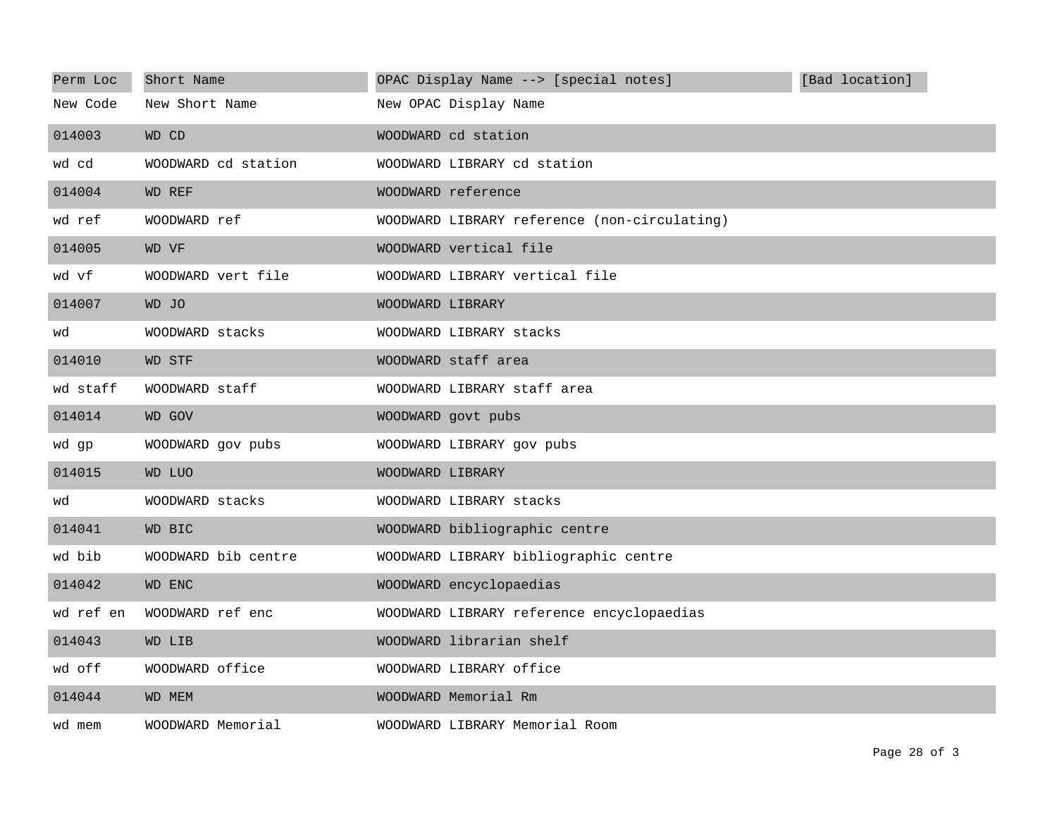| Perm Loc | Short Name | OPAC Display Name --> [special notes] | [Bad location] |
|---|---|---|---|
| New Code | New Short Name | New OPAC Display Name | |
| 014003 | WD CD | WOODWARD cd station | |
| wd cd | WOODWARD cd station | WOODWARD LIBRARY cd station | |
| 014004 | WD REF | WOODWARD reference | |
| wd ref | WOODWARD ref | WOODWARD LIBRARY reference (non-circulating) | |
| 014005 | WD VF | WOODWARD vertical file | |
| wd vf | WOODWARD vert file | WOODWARD LIBRARY vertical file | |
| 014007 | WD JO | WOODWARD LIBRARY | |
| wd | WOODWARD stacks | WOODWARD LIBRARY stacks | |
| 014010 | WD STF | WOODWARD staff area | |
| wd staff | WOODWARD staff | WOODWARD LIBRARY staff area | |
| 014014 | WD GOV | WOODWARD govt pubs | |
| wd gp | WOODWARD gov pubs | WOODWARD LIBRARY gov pubs | |
| 014015 | WD LUO | WOODWARD LIBRARY | |
| wd | WOODWARD stacks | WOODWARD LIBRARY stacks | |
| 014041 | WD BIC | WOODWARD bibliographic centre | |
| wd bib | WOODWARD bib centre | WOODWARD LIBRARY bibliographic centre | |
| 014042 | WD ENC | WOODWARD encyclopaedias | |
| wd ref en | WOODWARD ref enc | WOODWARD LIBRARY reference encyclopaedias | |
| 014043 | WD LIB | WOODWARD librarian shelf | |
| wd off | WOODWARD office | WOODWARD LIBRARY office | |
| 014044 | WD MEM | WOODWARD Memorial Rm | |
| wd mem | WOODWARD Memorial | WOODWARD LIBRARY Memorial Room | |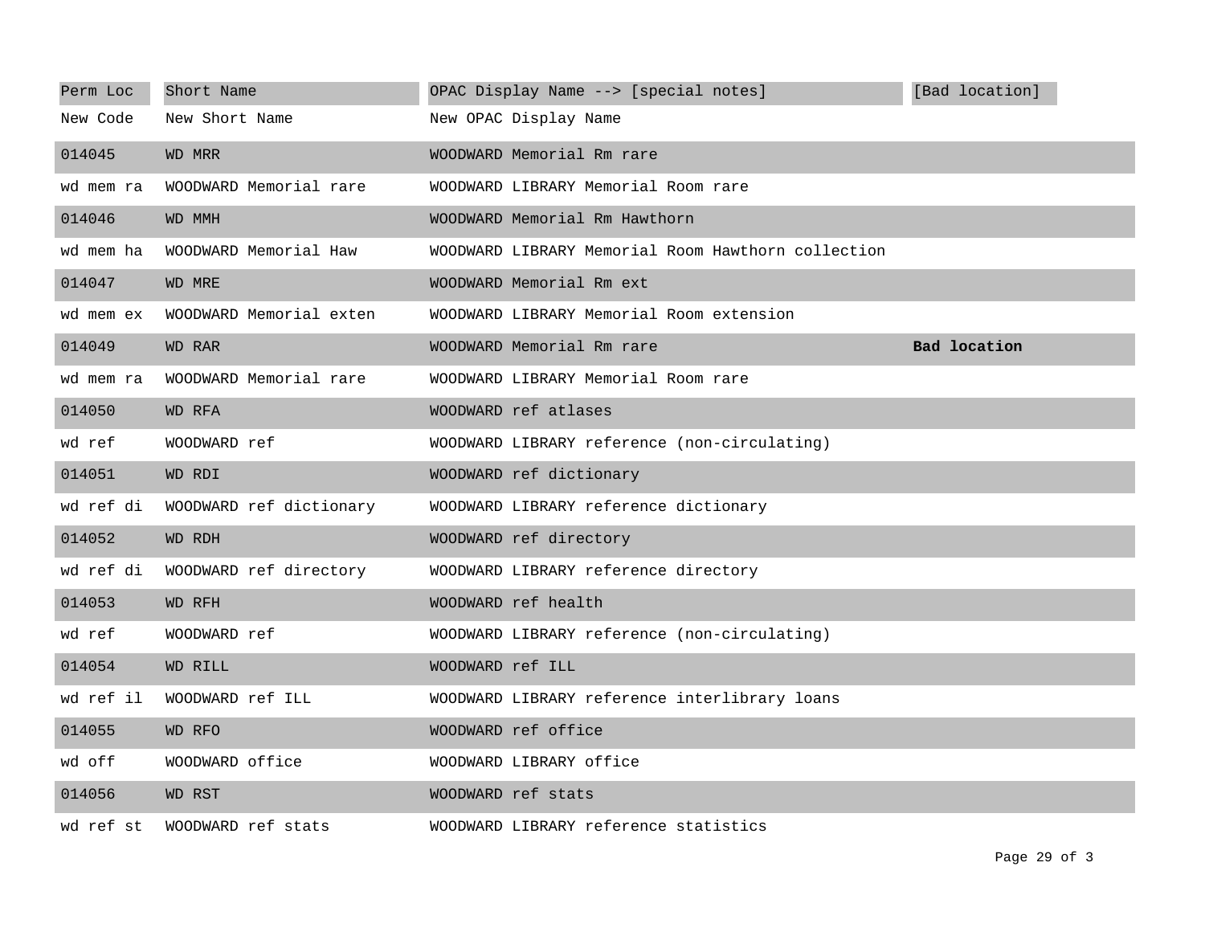| Perm Loc | Short Name | OPAC Display Name --> [special notes] | [Bad location] |
|---|---|---|---|
| New Code | New Short Name | New OPAC Display Name | |
| 014045 | WD MRR | WOODWARD Memorial Rm rare | |
| wd mem ra | WOODWARD Memorial rare | WOODWARD LIBRARY Memorial Room rare | |
| 014046 | WD MMH | WOODWARD Memorial Rm Hawthorn | |
| wd mem ha | WOODWARD Memorial Haw | WOODWARD LIBRARY Memorial Room Hawthorn collection | |
| 014047 | WD MRE | WOODWARD Memorial Rm ext | |
| wd mem ex | WOODWARD Memorial exten | WOODWARD LIBRARY Memorial Room extension | |
| 014049 | WD RAR | WOODWARD Memorial Rm rare | **Bad location** |
| wd mem ra | WOODWARD Memorial rare | WOODWARD LIBRARY Memorial Room rare | |
| 014050 | WD RFA | WOODWARD ref atlases | |
| wd ref | WOODWARD ref | WOODWARD LIBRARY reference (non-circulating) | |
| 014051 | WD RDI | WOODWARD ref dictionary | |
| wd ref di | WOODWARD ref dictionary | WOODWARD LIBRARY reference dictionary | |
| 014052 | WD RDH | WOODWARD ref directory | |
| wd ref di | WOODWARD ref directory | WOODWARD LIBRARY reference directory | |
| 014053 | WD RFH | WOODWARD ref health | |
| wd ref | WOODWARD ref | WOODWARD LIBRARY reference (non-circulating) | |
| 014054 | WD RILL | WOODWARD ref ILL | |
| wd ref il | WOODWARD ref ILL | WOODWARD LIBRARY reference interlibrary loans | |
| 014055 | WD RFO | WOODWARD ref office | |
| wd off | WOODWARD office | WOODWARD LIBRARY office | |
| 014056 | WD RST | WOODWARD ref stats | |
| wd ref st | WOODWARD ref stats | WOODWARD LIBRARY reference statistics | |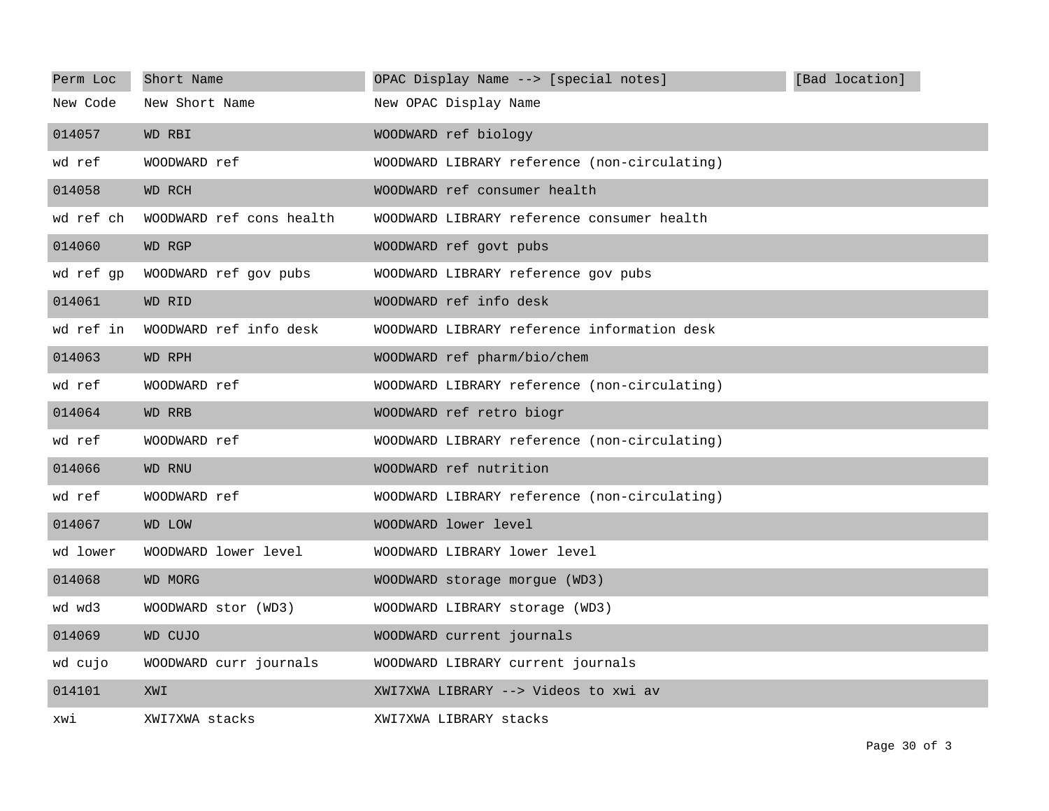| Perm Loc | Short Name | OPAC Display Name --> [special notes] | [Bad location] |
|---|---|---|---|
| New Code | New Short Name | New OPAC Display Name | |
| 014057 | WD RBI | WOODWARD ref biology | |
| wd ref | WOODWARD ref | WOODWARD LIBRARY reference (non-circulating) | |
| 014058 | WD RCH | WOODWARD ref consumer health | |
| wd ref ch | WOODWARD ref cons health | WOODWARD LIBRARY reference consumer health | |
| 014060 | WD RGP | WOODWARD ref govt pubs | |
| wd ref gp | WOODWARD ref gov pubs | WOODWARD LIBRARY reference gov pubs | |
| 014061 | WD RID | WOODWARD ref info desk | |
| wd ref in | WOODWARD ref info desk | WOODWARD LIBRARY reference information desk | |
| 014063 | WD RPH | WOODWARD ref pharm/bio/chem | |
| wd ref | WOODWARD ref | WOODWARD LIBRARY reference (non-circulating) | |
| 014064 | WD RRB | WOODWARD ref retro biogr | |
| wd ref | WOODWARD ref | WOODWARD LIBRARY reference (non-circulating) | |
| 014066 | WD RNU | WOODWARD ref nutrition | |
| wd ref | WOODWARD ref | WOODWARD LIBRARY reference (non-circulating) | |
| 014067 | WD LOW | WOODWARD lower level | |
| wd lower | WOODWARD lower level | WOODWARD LIBRARY lower level | |
| 014068 | WD MORG | WOODWARD storage morgue (WD3) | |
| wd wd3 | WOODWARD stor (WD3) | WOODWARD LIBRARY storage (WD3) | |
| 014069 | WD CUJO | WOODWARD current journals | |
| wd cujo | WOODWARD curr journals | WOODWARD LIBRARY current journals | |
| 014101 | XWI | XWI7XWA LIBRARY --> Videos to xwi av | |
| xwi | XWI7XWA stacks | XWI7XWA LIBRARY stacks | |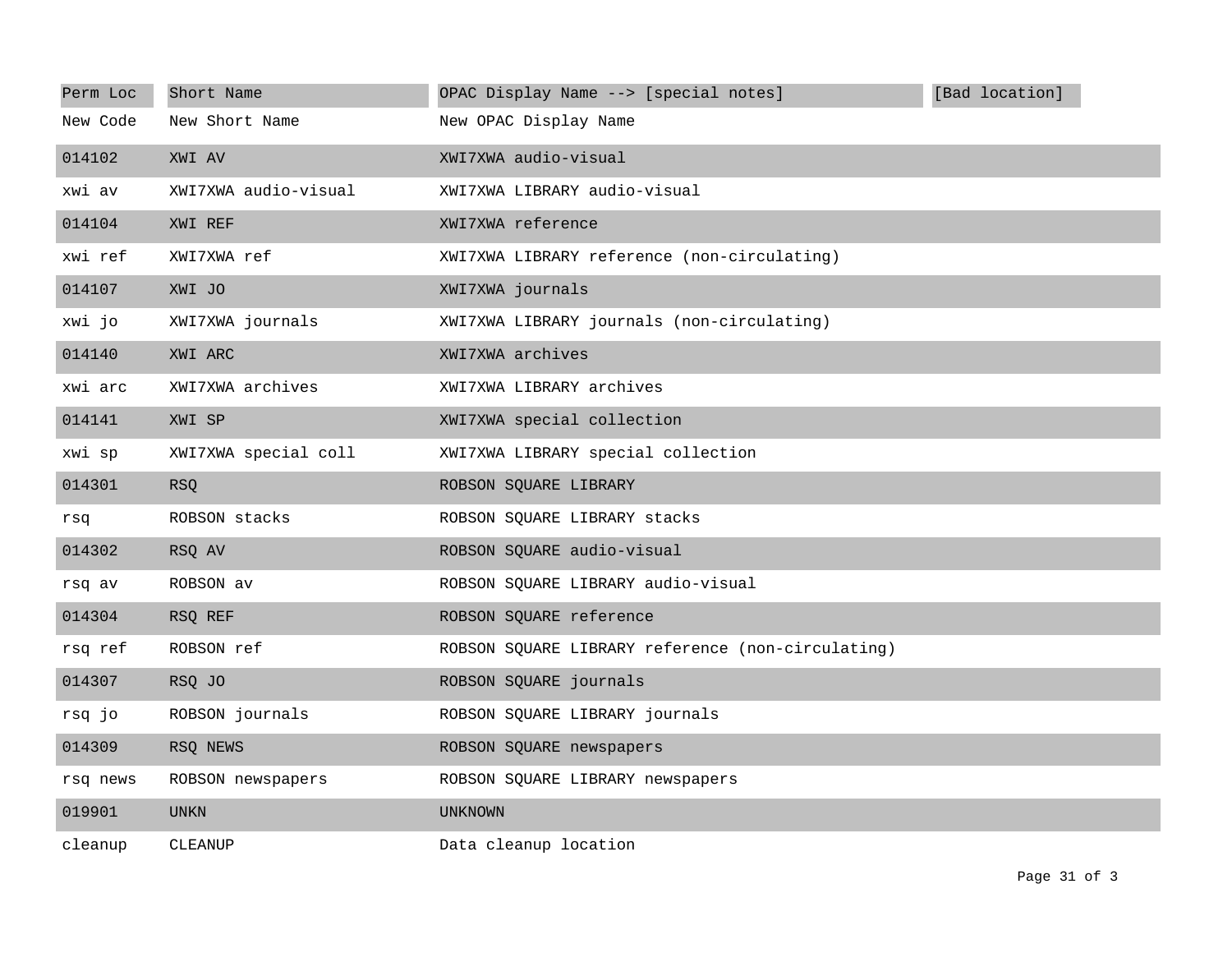| Perm Loc | Short Name | OPAC Display Name --> [special notes] | [Bad location] |
|---|---|---|---|
| New Code | New Short Name | New OPAC Display Name | |
| 014102 | XWI AV | XWI7XWA audio-visual | |
| xwi av | XWI7XWA audio-visual | XWI7XWA LIBRARY audio-visual | |
| 014104 | XWI REF | XWI7XWA reference | |
| xwi ref | XWI7XWA ref | XWI7XWA LIBRARY reference (non-circulating) | |
| 014107 | XWI JO | XWI7XWA journals | |
| xwi jo | XWI7XWA journals | XWI7XWA LIBRARY journals (non-circulating) | |
| 014140 | XWI ARC | XWI7XWA archives | |
| xwi arc | XWI7XWA archives | XWI7XWA LIBRARY archives | |
| 014141 | XWI SP | XWI7XWA special collection | |
| xwi sp | XWI7XWA special coll | XWI7XWA LIBRARY special collection | |
| 014301 | RSQ | ROBSON SQUARE LIBRARY | |
| rsq | ROBSON stacks | ROBSON SQUARE LIBRARY stacks | |
| 014302 | RSQ AV | ROBSON SQUARE audio-visual | |
| rsq av | ROBSON av | ROBSON SQUARE LIBRARY audio-visual | |
| 014304 | RSQ REF | ROBSON SQUARE reference | |
| rsq ref | ROBSON ref | ROBSON SQUARE LIBRARY reference (non-circulating) | |
| 014307 | RSQ JO | ROBSON SQUARE journals | |
| rsq jo | ROBSON journals | ROBSON SQUARE LIBRARY journals | |
| 014309 | RSQ NEWS | ROBSON SQUARE newspapers | |
| rsq news | ROBSON newspapers | ROBSON SQUARE LIBRARY newspapers | |
| 019901 | UNKN | UNKNOWN | |
| cleanup | CLEANUP | Data cleanup location | |